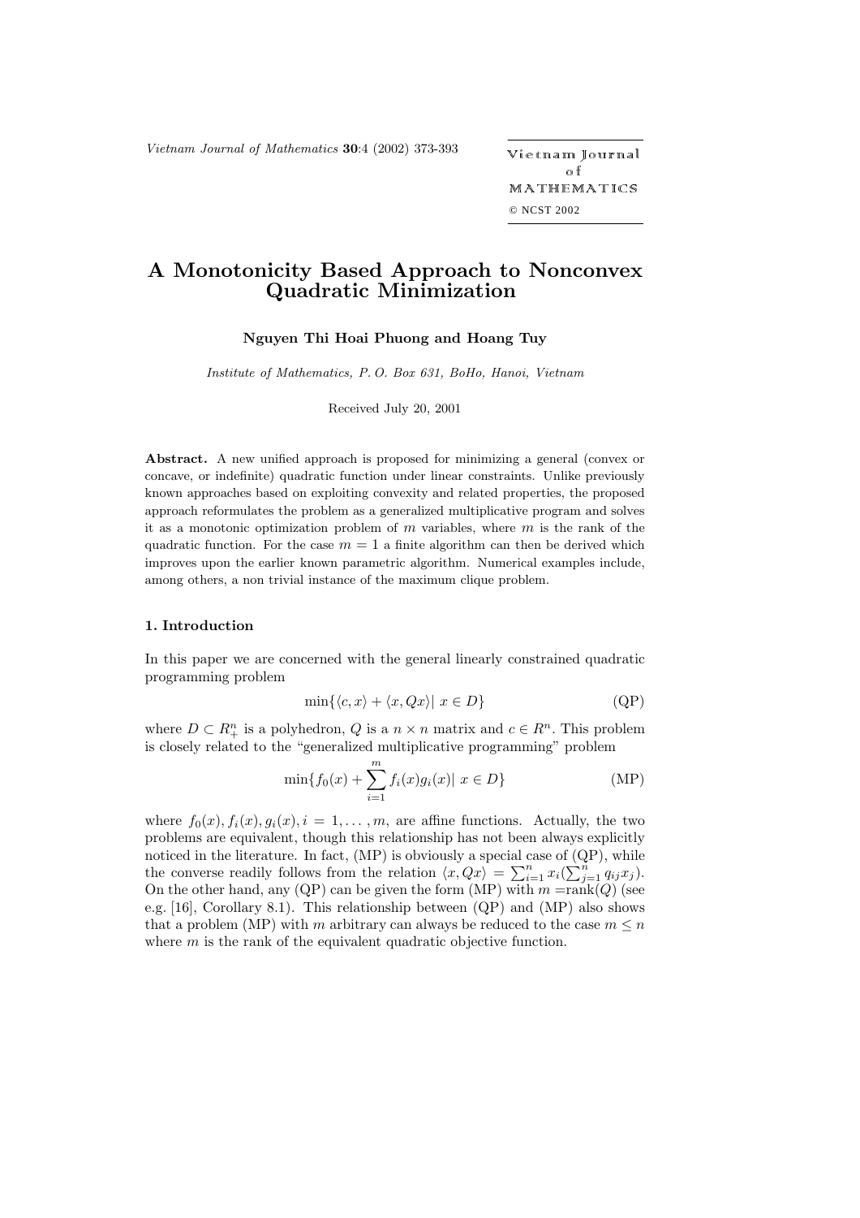# A Monotonicity Based Approach to Nonconvex Quadratic Minimization

**Nguyen Thi Hoai Phuong and Hoang Tuy**

*Institute of Mathematics, P. O. Box 631, BoHo, Hanoi, Vietnam*

Received July 20, 2001

**Abstract.** A new unified approach is proposed for minimizing a general (convex or concave, or indefinite) quadratic function under linear constraints. Unlike previously known approaches based on exploiting convexity and related properties, the proposed approach reformulates the problem as a generalized multiplicative program and solves it as a monotonic optimization problem of $m$ variables, where $m$ is the rank of the quadratic function. For the case $m = 1$ a finite algorithm can then be derived which improves upon the earlier known parametric algorithm. Numerical examples include, among others, a non trivial instance of the maximum clique problem.

### 1. Introduction

In this paper we are concerned with the general linearly constrained quadratic programming problem

$$\min\{\langle c, x\rangle + \langle x, Qx\rangle |\ x \in D\} \tag{QP}$$

where $D \subset R^n_+$ is a polyhedron, $Q$ is a $n \times n$ matrix and $c \in R^n$. This problem is closely related to the "generalized multiplicative programming" problem

$$\min\{f_0(x) + \sum_{i=1}^{m} f_i(x)g_i(x)|\ x \in D\} \tag{MP}$$

where $f_0(x), f_i(x), g_i(x), i = 1, \ldots, m$, are affine functions. Actually, the two problems are equivalent, though this relationship has not been always explicitly noticed in the literature. In fact, (MP) is obviously a special case of (QP), while the converse readily follows from the relation $\langle x, Qx\rangle = \sum_{i=1}^{n} x_i(\sum_{j=1}^{n} q_{ij}x_j)$. On the other hand, any (QP) can be given the form (MP) with $m = \text{rank}(Q)$ (see e.g. [16], Corollary 8.1). This relationship between (QP) and (MP) also shows that a problem (MP) with $m$ arbitrary can always be reduced to the case $m \leq n$ where $m$ is the rank of the equivalent quadratic objective function.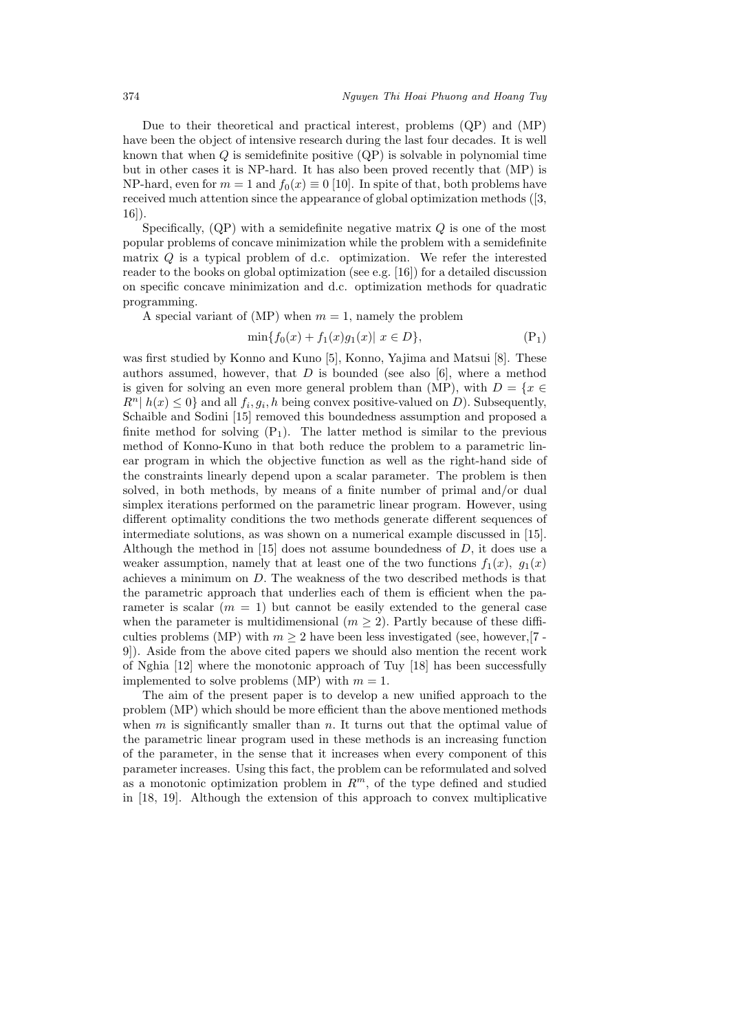Due to their theoretical and practical interest, problems (QP) and (MP) have been the object of intensive research during the last four decades. It is well known that when $Q$ is semidefinite positive (QP) is solvable in polynomial time but in other cases it is NP-hard. It has also been proved recently that (MP) is NP-hard, even for $m = 1$ and $f_0(x) \equiv 0$ [10]. In spite of that, both problems have received much attention since the appearance of global optimization methods ([3, 16]).

Specifically, (QP) with a semidefinite negative matrix $Q$ is one of the most popular problems of concave minimization while the problem with a semidefinite matrix $Q$ is a typical problem of d.c. optimization. We refer the interested reader to the books on global optimization (see e.g. [16]) for a detailed discussion on specific concave minimization and d.c. optimization methods for quadratic programming.

A special variant of (MP) when $m = 1$, namely the problem

$$\min\{f_0(x) + f_1(x)g_1(x) |\ x \in D\}, \tag{P$_1$}$$

was first studied by Konno and Kuno [5], Konno, Yajima and Matsui [8]. These authors assumed, however, that $D$ is bounded (see also [6], where a method is given for solving an even more general problem than (MP), with $D = \{x \in R^n |\ h(x) \leq 0\}$ and all $f_i, g_i, h$ being convex positive-valued on $D$). Subsequently, Schaible and Sodini [15] removed this boundedness assumption and proposed a finite method for solving (P$_1$). The latter method is similar to the previous method of Konno-Kuno in that both reduce the problem to a parametric linear program in which the objective function as well as the right-hand side of the constraints linearly depend upon a scalar parameter. The problem is then solved, in both methods, by means of a finite number of primal and/or dual simplex iterations performed on the parametric linear program. However, using different optimality conditions the two methods generate different sequences of intermediate solutions, as was shown on a numerical example discussed in [15]. Although the method in [15] does not assume boundedness of $D$, it does use a weaker assumption, namely that at least one of the two functions $f_1(x)$, $g_1(x)$ achieves a minimum on $D$. The weakness of the two described methods is that the parametric approach that underlies each of them is efficient when the parameter is scalar ($m = 1$) but cannot be easily extended to the general case when the parameter is multidimensional ($m \geq 2$). Partly because of these difficulties problems (MP) with $m \geq 2$ have been less investigated (see, however,[7 - 9]). Aside from the above cited papers we should also mention the recent work of Nghia [12] where the monotonic approach of Tuy [18] has been successfully implemented to solve problems (MP) with $m = 1$.

The aim of the present paper is to develop a new unified approach to the problem (MP) which should be more efficient than the above mentioned methods when $m$ is significantly smaller than $n$. It turns out that the optimal value of the parametric linear program used in these methods is an increasing function of the parameter, in the sense that it increases when every component of this parameter increases. Using this fact, the problem can be reformulated and solved as a monotonic optimization problem in $R^m$, of the type defined and studied in [18, 19]. Although the extension of this approach to convex multiplicative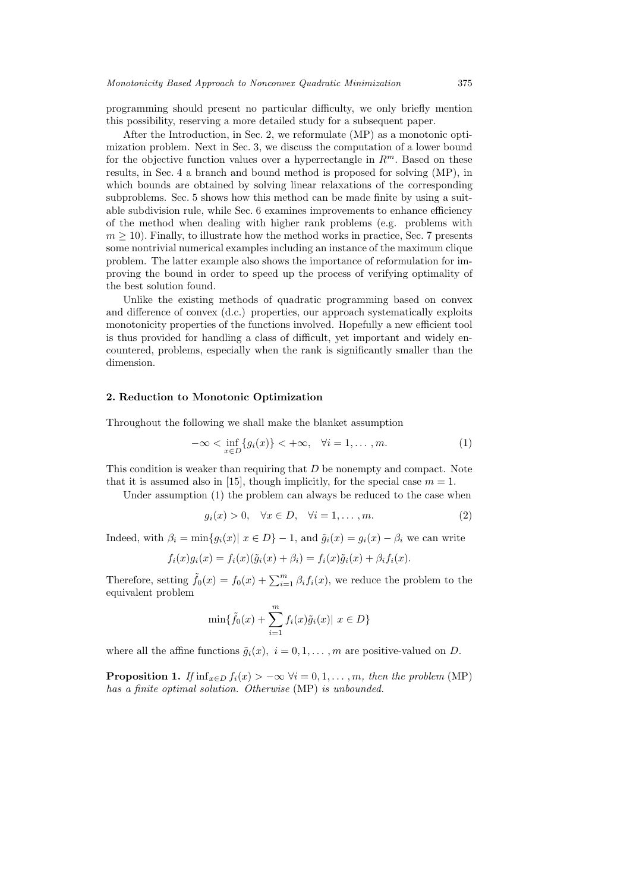programming should present no particular difficulty, we only briefly mention this possibility, reserving a more detailed study for a subsequent paper.

After the Introduction, in Sec. 2, we reformulate (MP) as a monotonic optimization problem. Next in Sec. 3, we discuss the computation of a lower bound for the objective function values over a hyperrectangle in $R^m$. Based on these results, in Sec. 4 a branch and bound method is proposed for solving (MP), in which bounds are obtained by solving linear relaxations of the corresponding subproblems. Sec. 5 shows how this method can be made finite by using a suitable subdivision rule, while Sec. 6 examines improvements to enhance efficiency of the method when dealing with higher rank problems (e.g. problems with $m \geq 10$). Finally, to illustrate how the method works in practice, Sec. 7 presents some nontrivial numerical examples including an instance of the maximum clique problem. The latter example also shows the importance of reformulation for improving the bound in order to speed up the process of verifying optimality of the best solution found.

Unlike the existing methods of quadratic programming based on convex and difference of convex (d.c.) properties, our approach systematically exploits monotonicity properties of the functions involved. Hopefully a new efficient tool is thus provided for handling a class of difficult, yet important and widely encountered, problems, especially when the rank is significantly smaller than the dimension.

## 2. Reduction to Monotonic Optimization

Throughout the following we shall make the blanket assumption

$$-\infty < \inf_{x \in D} \{g_i(x)\} < +\infty, \quad \forall i = 1, \ldots, m. \tag{1}$$

This condition is weaker than requiring that $D$ be nonempty and compact. Note that it is assumed also in [15], though implicitly, for the special case $m = 1$.

Under assumption (1) the problem can always be reduced to the case when

$$g_i(x) > 0, \quad \forall x \in D, \quad \forall i = 1, \ldots, m. \tag{2}$$

Indeed, with $\beta_i = \min\{g_i(x) |\ x \in D\} - 1$, and $\tilde{g}_i(x) = g_i(x) - \beta_i$ we can write

$$f_i(x) g_i(x) = f_i(x)(\tilde{g}_i(x) + \beta_i) = f_i(x)\tilde{g}_i(x) + \beta_i f_i(x).$$

Therefore, setting $\tilde{f}_0(x) = f_0(x) + \sum_{i=1}^m \beta_i f_i(x)$, we reduce the problem to the equivalent problem

$$\min\{\tilde{f}_0(x) + \sum_{i=1}^m f_i(x)\tilde{g}_i(x) |\ x \in D\}$$

where all the affine functions $\tilde{g}_i(x),\ i = 0, 1, \ldots, m$ are positive-valued on $D$.

**Proposition 1.** *If $\inf_{x \in D} f_i(x) > -\infty\ \forall i = 0, 1, \ldots, m$, then the problem* (MP) *has a finite optimal solution. Otherwise* (MP) *is unbounded.*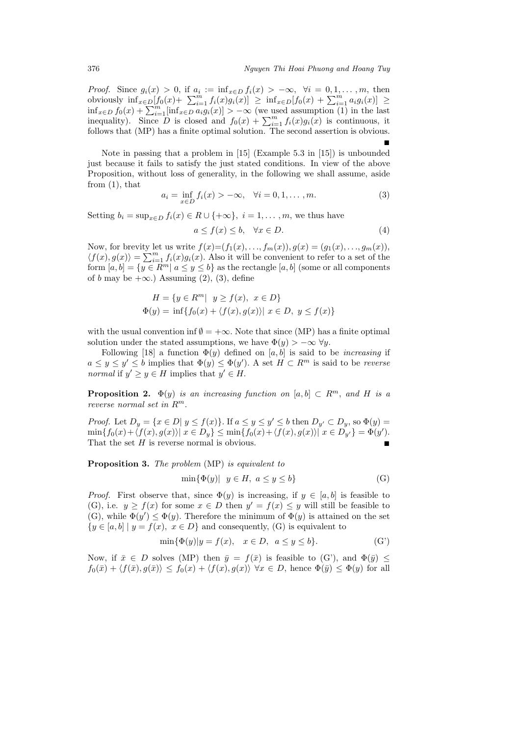*Proof.* Since $g_i(x) > 0$, if $a_i := \inf_{x\in D} f_i(x) > -\infty$, $\forall i = 0, 1, \ldots, m$, then obviously $\inf_{x\in D}[f_0(x) + \sum_{i=1}^m f_i(x)g_i(x)] \geq \inf_{x\in D}[f_0(x) + \sum_{i=1}^m a_i g_i(x)] \geq \inf_{x\in D} f_0(x) + \sum_{i=1}^m [\inf_{x\in D} a_i g_i(x)] > -\infty$ (we used assumption (1) in the last inequality). Since $D$ is closed and $f_0(x) + \sum_{i=1}^m f_i(x)g_i(x)$ is continuous, it follows that (MP) has a finite optimal solution. The second assertion is obvious. ■

Note in passing that a problem in [15] (Example 5.3 in [15]) is unbounded just because it fails to satisfy the just stated conditions. In view of the above Proposition, without loss of generality, in the following we shall assume, aside from (1), that

$$a_i = \inf_{x\in D} f_i(x) > -\infty, \quad \forall i = 0, 1, \ldots, m. \tag{3}$$

Setting $b_i = \sup_{x\in D} f_i(x) \in R \cup \{+\infty\}$, $i = 1, \ldots, m$, we thus have

$$a \leq f(x) \leq b, \quad \forall x \in D. \tag{4}$$

Now, for brevity let us write $f(x)=(f_1(x), \ldots, f_m(x)), g(x) = (g_1(x), \ldots, g_m(x))$, $\langle f(x), g(x)\rangle = \sum_{i=1}^m f_i(x)g_i(x)$. Also it will be convenient to refer to a set of the form $[a, b] = \{y \in R^m |\ a \leq y \leq b\}$ as the rectangle $[a, b]$ (some or all components of $b$ may be $+\infty$.) Assuming (2), (3), define

$$H = \{y \in R^m |\ \ y \geq f(x),\ x \in D\}$$
$$\Phi(y) = \inf\{f_0(x) + \langle f(x), g(x)\rangle |\ x \in D,\ y \leq f(x)\}$$

with the usual convention $\inf \emptyset = +\infty$. Note that since (MP) has a finite optimal solution under the stated assumptions, we have $\Phi(y) > -\infty\ \forall y$.

Following [18] a function $\Phi(y)$ defined on $[a, b]$ is said to be *increasing* if $a \leq y \leq y' \leq b$ implies that $\Phi(y) \leq \Phi(y')$. A set $H \subset R^m$ is said to be *reverse normal* if $y' \geq y \in H$ implies that $y' \in H$.

**Proposition 2.** *$\Phi(y)$ is an increasing function on $[a, b] \subset R^m$, and $H$ is a reverse normal set in $R^m$.*

*Proof.* Let $D_y = \{x \in D |\ y \leq f(x)\}$. If $a \leq y \leq y' \leq b$ then $D_{y'} \subset D_y$, so $\Phi(y) = \min\{f_0(x)+\langle f(x), g(x)\rangle |\ x \in D_y\} \leq \min\{f_0(x)+\langle f(x), g(x)\rangle |\ x \in D_{y'}\} = \Phi(y')$. That the set $H$ is reverse normal is obvious. ■

**Proposition 3.** *The problem* (MP) *is equivalent to*

$$\min\{\Phi(y) |\ \ y \in H,\ a \leq y \leq b\} \tag{G}$$

*Proof.* First observe that, since $\Phi(y)$ is increasing, if $y \in [a, b]$ is feasible to (G), i.e. $y \geq f(x)$ for some $x \in D$ then $y' = f(x) \leq y$ will still be feasible to (G), while $\Phi(y') \leq \Phi(y)$. Therefore the minimum of $\Phi(y)$ is attained on the set $\{y \in [a, b] \mid y = f(x),\ x \in D\}$ and consequently, (G) is equivalent to

$$\min\{\Phi(y) | y = f(x), \quad x \in D,\ a \leq y \leq b\}. \tag{G'}$$

Now, if $\bar{x} \in D$ solves (MP) then $\bar{y} = f(\bar{x})$ is feasible to (G'), and $\Phi(\bar{y}) \leq f_0(\bar{x}) + \langle f(\bar{x}), g(\bar{x})\rangle \leq f_0(x) + \langle f(x), g(x)\rangle\ \forall x \in D$, hence $\Phi(\bar{y}) \leq \Phi(y)$ for all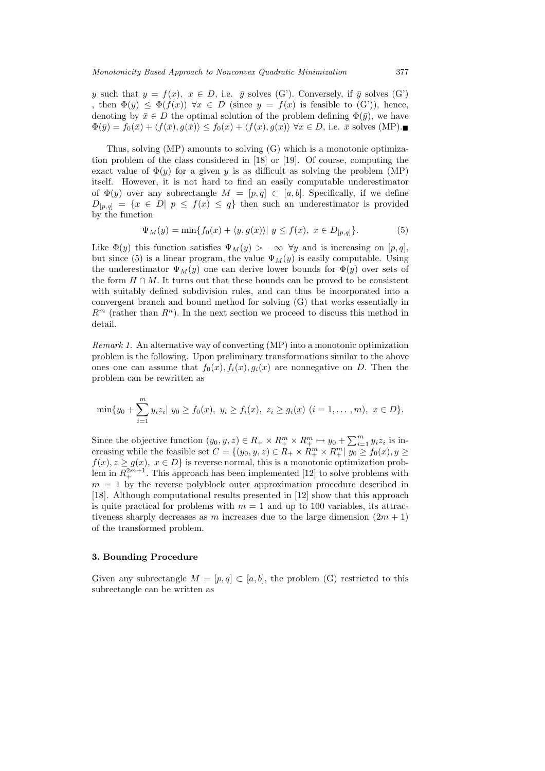$y$ such that $y = f(x),\ x \in D$, i.e. $\bar{y}$ solves (G'). Conversely, if $\bar{y}$ solves (G') , then $\Phi(\bar{y}) \leq \Phi(f(x))\ \forall x \in D$ (since $y = f(x)$ is feasible to (G')), hence, denoting by $\bar{x} \in D$ the optimal solution of the problem defining $\Phi(\bar{y})$, we have $\Phi(\bar{y}) = f_0(\bar{x}) + \langle f(\bar{x}), g(\bar{x})\rangle \leq f_0(x) + \langle f(x), g(x)\rangle\ \forall x \in D$, i.e. $\bar{x}$ solves (MP).$\blacksquare$

Thus, solving (MP) amounts to solving (G) which is a monotonic optimization problem of the class considered in [18] or [19]. Of course, computing the exact value of $\Phi(y)$ for a given $y$ is as difficult as solving the problem (MP) itself. However, it is not hard to find an easily computable underestimator of $\Phi(y)$ over any subrectangle $M = [p, q] \subset [a, b]$. Specifically, if we define $D_{[p,q]} = \{x \in D|\ p \leq f(x) \leq q\}$ then such an underestimator is provided by the function

$$\Psi_M(y) = \min\{f_0(x) + \langle y, g(x)\rangle|\ y \leq f(x),\ x \in D_{[p,q]}\}. \tag{5}$$

Like $\Phi(y)$ this function satisfies $\Psi_M(y) > -\infty\ \forall y$ and is increasing on $[p, q]$, but since (5) is a linear program, the value $\Psi_M(y)$ is easily computable. Using the underestimator $\Psi_M(y)$ one can derive lower bounds for $\Phi(y)$ over sets of the form $H \cap M$. It turns out that these bounds can be proved to be consistent with suitably defined subdivision rules, and can thus be incorporated into a convergent branch and bound method for solving (G) that works essentially in $R^m$ (rather than $R^n$). In the next section we proceed to discuss this method in detail.

*Remark 1.* An alternative way of converting (MP) into a monotonic optimization problem is the following. Upon preliminary transformations similar to the above ones one can assume that $f_0(x), f_i(x), g_i(x)$ are nonnegative on $D$. Then the problem can be rewritten as

$$\min\{y_0 + \sum_{i=1}^{m} y_i z_i|\ y_0 \geq f_0(x),\ y_i \geq f_i(x),\ z_i \geq g_i(x)\ (i = 1, \ldots, m),\ x \in D\}.$$

Since the objective function $(y_0, y, z) \in R_+ \times R^m_+ \times R^m_+ \mapsto y_0 + \sum_{i=1}^{m} y_i z_i$ is increasing while the feasible set $C = \{(y_0, y, z) \in R_+ \times R^m_+ \times R^m_+|\ y_0 \geq f_0(x), y \geq f(x), z \geq g(x),\ x \in D\}$ is reverse normal, this is a monotonic optimization problem in $R^{2m+1}_+$. This approach has been implemented [12] to solve problems with $m = 1$ by the reverse polyblock outer approximation procedure described in [18]. Although computational results presented in [12] show that this approach is quite practical for problems with $m = 1$ and up to 100 variables, its attractiveness sharply decreases as $m$ increases due to the large dimension $(2m + 1)$ of the transformed problem.

### 3. Bounding Procedure

Given any subrectangle $M = [p, q] \subset [a, b]$, the problem (G) restricted to this subrectangle can be written as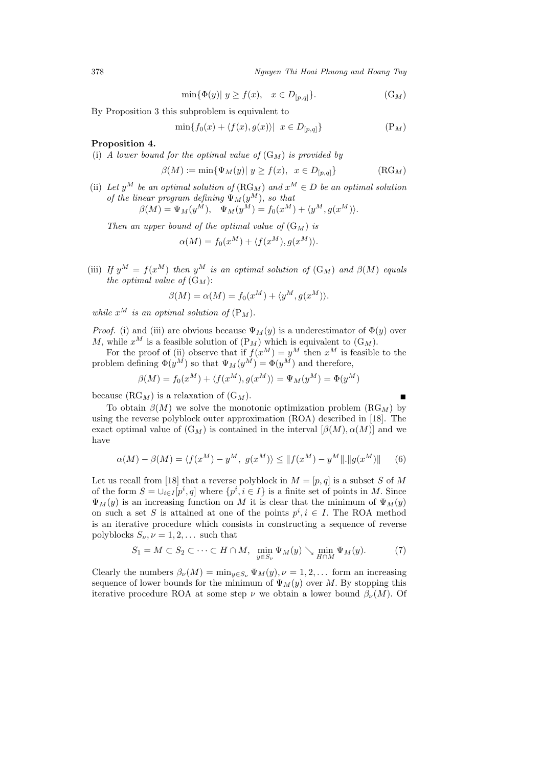$$\min\{\Phi(y)|\ y \geq f(x), \quad x \in D_{[p,q]}\}. \tag{$\mathrm{G}_M$}$$

By Proposition 3 this subproblem is equivalent to

$$\min\{f_0(x) + \langle f(x), g(x)\rangle|\ \ x \in D_{[p,q]}\} \tag{$\mathrm{P}_M$}$$

**Proposition 4.**

(i) *A lower bound for the optimal value of* $(\mathrm{G}_M)$ *is provided by*

$$\beta(M) := \min\{\Psi_M(y)|\ y \geq f(x), \ \ x \in D_{[p,q]}\} \tag{$\mathrm{RG}_M$}$$

(ii) *Let* $y^M$ *be an optimal solution of* $(\mathrm{RG}_M)$ *and* $x^M \in D$ *be an optimal solution of the linear program defining* $\Psi_M(y^M)$, *so that*

$$\beta(M) = \Psi_M(y^M), \quad \Psi_M(y^M) = f_0(x^M) + \langle y^M, g(x^M)\rangle.$$

*Then an upper bound of the optimal value of* $(\mathrm{G}_M)$ *is*

$$\alpha(M) = f_0(x^M) + \langle f(x^M), g(x^M)\rangle.$$

(iii) *If* $y^M = f(x^M)$ *then* $y^M$ *is an optimal solution of* $(\mathrm{G}_M)$ *and* $\beta(M)$ *equals the optimal value of* $(\mathrm{G}_M)$:

$$\beta(M) = \alpha(M) = f_0(x^M) + \langle y^M, g(x^M)\rangle.$$

*while* $x^M$ *is an optimal solution of* $(\mathrm{P}_M)$.

*Proof.* (i) and (iii) are obvious because $\Psi_M(y)$ is a underestimator of $\Phi(y)$ over $M$, while $x^M$ is a feasible solution of $(\mathrm{P}_M)$ which is equivalent to $(\mathrm{G}_M)$.

For the proof of (ii) observe that if $f(x^M) = y^M$ then $x^M$ is feasible to the problem defining $\Phi(y^M)$ so that $\Psi_M(y^M) = \Phi(y^M)$ and therefore,

$$\beta(M) = f_0(x^M) + \langle f(x^M), g(x^M)\rangle = \Psi_M(y^M) = \Phi(y^M)$$

because $(\mathrm{RG}_M)$ is a relaxation of $(\mathrm{G}_M)$. ∎

To obtain $\beta(M)$ we solve the monotonic optimization problem $(\mathrm{RG}_M)$ by using the reverse polyblock outer approximation (ROA) described in [18]. The exact optimal value of $(\mathrm{G}_M)$ is contained in the interval $[\beta(M), \alpha(M)]$ and we have

$$\alpha(M) - \beta(M) = \langle f(x^M) - y^M,\ g(x^M)\rangle \leq \|f(x^M) - y^M\|.\|g(x^M)\| \tag{6}$$

Let us recall from [18] that a reverse polyblock in $M = [p, q]$ is a subset $S$ of $M$ of the form $S = \cup_{i \in I}[p^i, q]$ where $\{p^i, i \in I\}$ is a finite set of points in $M$. Since $\Psi_M(y)$ is an increasing function on $M$ it is clear that the minimum of $\Psi_M(y)$ on such a set $S$ is attained at one of the points $p^i, i \in I$. The ROA method is an iterative procedure which consists in constructing a sequence of reverse polyblocks $S_\nu, \nu = 1, 2, \ldots$ such that

$$S_1 = M \subset S_2 \subset \cdots \subset H \cap M, \ \ \min_{y \in S_\nu} \Psi_M(y) \searrow \min_{H \cap M} \Psi_M(y). \tag{7}$$

Clearly the numbers $\beta_\nu(M) = \min_{y \in S_\nu} \Psi_M(y), \nu = 1, 2, \ldots$ form an increasing sequence of lower bounds for the minimum of $\Psi_M(y)$ over $M$. By stopping this iterative procedure ROA at some step $\nu$ we obtain a lower bound $\beta_\nu(M)$. Of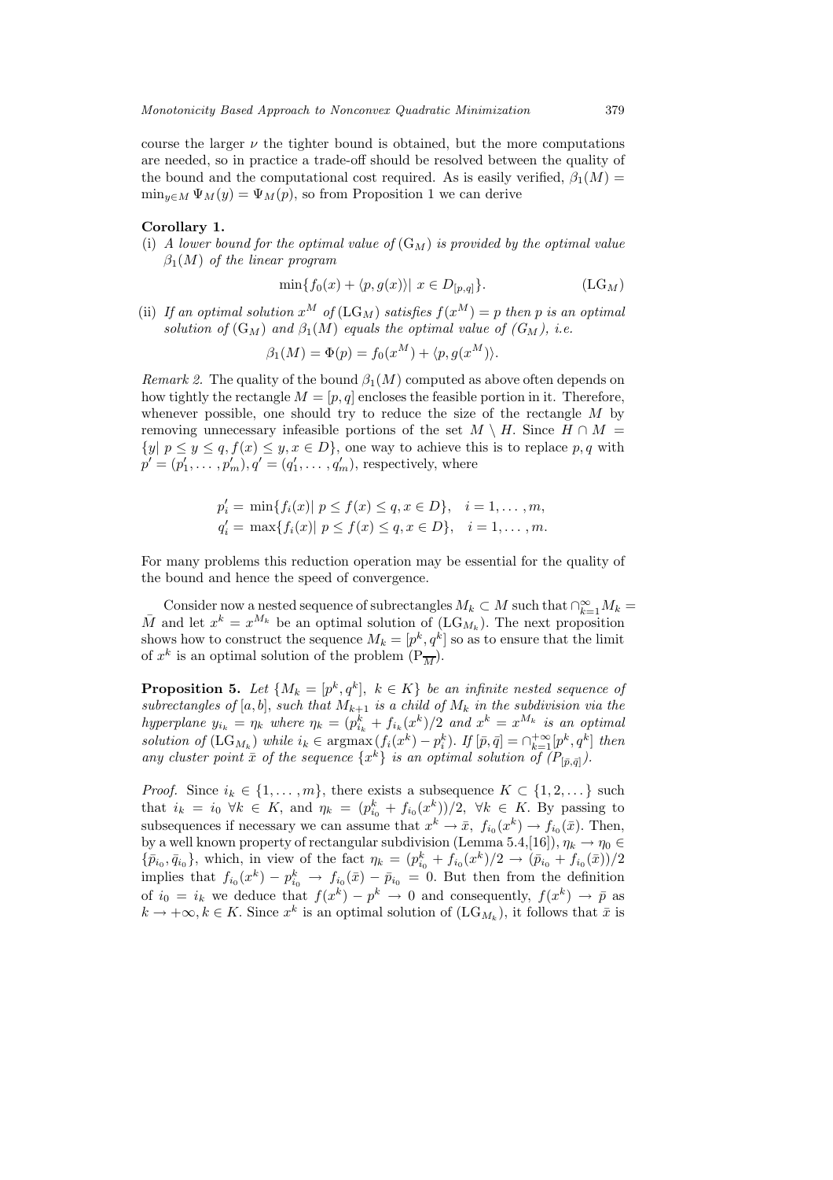course the larger $\nu$ the tighter bound is obtained, but the more computations are needed, so in practice a trade-off should be resolved between the quality of the bound and the computational cost required. As is easily verified, $\beta_1(M) = \min_{y \in M} \Psi_M(y) = \Psi_M(p)$, so from Proposition 1 we can derive

**Corollary 1.**

(i) *A lower bound for the optimal value of* $(\mathrm{G}_M)$ *is provided by the optimal value* $\beta_1(M)$ *of the linear program*

$$\min\{f_0(x) + \langle p, g(x)\rangle | \ x \in D_{[p,q]}\}. \tag{$\mathrm{LG}_M$}$$

(ii) *If an optimal solution* $x^M$ *of* $(\mathrm{LG}_M)$ *satisfies* $f(x^M) = p$ *then* $p$ *is an optimal solution of* $(\mathrm{G}_M)$ *and* $\beta_1(M)$ *equals the optimal value of* $(G_M)$*, i.e.*

$$\beta_1(M) = \Phi(p) = f_0(x^M) + \langle p, g(x^M)\rangle.$$

*Remark 2.* The quality of the bound $\beta_1(M)$ computed as above often depends on how tightly the rectangle $M = [p,q]$ encloses the feasible portion in it. Therefore, whenever possible, one should try to reduce the size of the rectangle $M$ by removing unnecessary infeasible portions of the set $M \setminus H$. Since $H \cap M = \{y | \ p \leq y \leq q, f(x) \leq y, x \in D\}$, one way to achieve this is to replace $p, q$ with $p' = (p'_1, \ldots, p'_m), q' = (q'_1, \ldots, q'_m)$, respectively, where

$$p'_i = \min\{f_i(x) | \ p \leq f(x) \leq q, x \in D\}, \quad i = 1, \ldots, m,$$
$$q'_i = \max\{f_i(x) | \ p \leq f(x) \leq q, x \in D\}, \quad i = 1, \ldots, m.$$

For many problems this reduction operation may be essential for the quality of the bound and hence the speed of convergence.

Consider now a nested sequence of subrectangles $M_k \subset M$ such that $\cap_{k=1}^{\infty} M_k = \bar{M}$ and let $x^k = x^{M_k}$ be an optimal solution of $(\mathrm{LG}_{M_k})$. The next proposition shows how to construct the sequence $M_k = [p^k, q^k]$ so as to ensure that the limit of $x^k$ is an optimal solution of the problem $(\mathrm{P}_{\overline{M}})$.

**Proposition 5.** *Let* $\{M_k = [p^k, q^k], \ k \in K\}$ *be an infinite nested sequence of subrectangles of* $[a,b]$*, such that* $M_{k+1}$ *is a child of* $M_k$ *in the subdivision via the hyperplane* $y_{i_k} = \eta_k$ *where* $\eta_k = (p^k_{i_k} + f_{i_k}(x^k))/2$ *and* $x^k = x^{M_k}$ *is an optimal solution of* $(\mathrm{LG}_{M_k})$ *while* $i_k \in \mathrm{argmax}\,(f_i(x^k) - p^k_i)$*. If* $[\bar{p}, \bar{q}] = \cap_{k=1}^{+\infty} [p^k, q^k]$ *then any cluster point* $\bar{x}$ *of the sequence* $\{x^k\}$ *is an optimal solution of* $(P_{[\bar{p},\bar{q}]})$*.*

*Proof.* Since $i_k \in \{1, \ldots, m\}$, there exists a subsequence $K \subset \{1, 2, \ldots\}$ such that $i_k = i_0 \ \forall k \in K$, and $\eta_k = (p^k_{i_0} + f_{i_0}(x^k))/2, \ \forall k \in K$. By passing to subsequences if necessary we can assume that $x^k \to \bar{x}, \ f_{i_0}(x^k) \to f_{i_0}(\bar{x})$. Then, by a well known property of rectangular subdivision (Lemma 5.4,[16]), $\eta_k \to \eta_0 \in \{\bar{p}_{i_0}, \bar{q}_{i_0}\}$, which, in view of the fact $\eta_k = (p^k_{i_0} + f_{i_0}(x^k)/2 \to (\bar{p}_{i_0} + f_{i_0}(\bar{x}))/2$ implies that $f_{i_0}(x^k) - p^k_{i_0} \to f_{i_0}(\bar{x}) - \bar{p}_{i_0} = 0$. But then from the definition of $i_0 = i_k$ we deduce that $f(x^k) - p^k \to 0$ and consequently, $f(x^k) \to \bar{p}$ as $k \to +\infty, k \in K$. Since $x^k$ is an optimal solution of $(\mathrm{LG}_{M_k})$, it follows that $\bar{x}$ is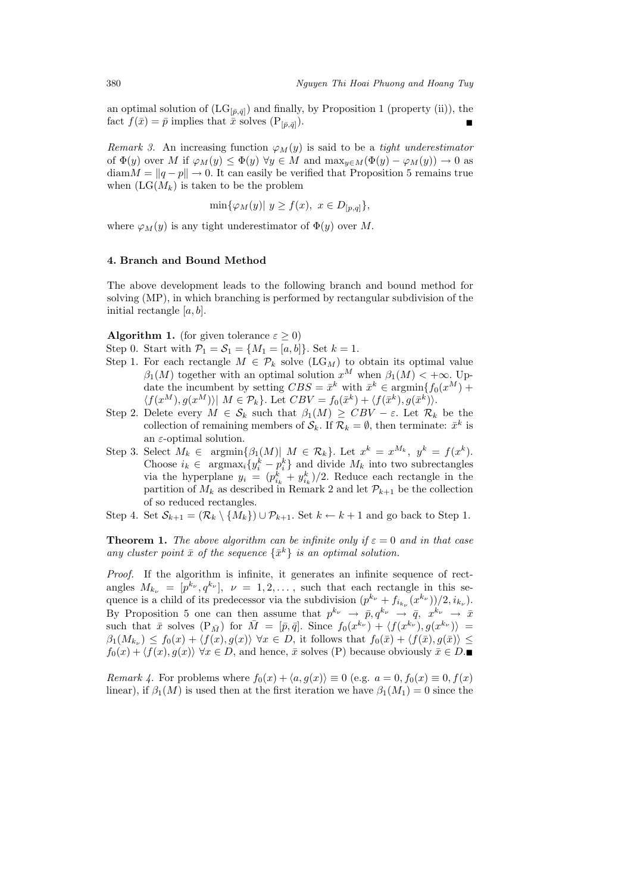an optimal solution of $(\mathrm{LG}_{[\bar{p},\bar{q}]})$ and finally, by Proposition 1 (property (ii)), the fact $f(\bar{x}) = \bar{p}$ implies that $\bar{x}$ solves $(\mathrm{P}_{[\bar{p},\bar{q}]})$. ■

*Remark 3.* An increasing function $\varphi_M(y)$ is said to be a *tight underestimator* of $\Phi(y)$ over $M$ if $\varphi_M(y) \le \Phi(y)\ \forall y \in M$ and $\max_{y\in M}(\Phi(y) - \varphi_M(y)) \to 0$ as $\mathrm{diam}M = \|q - p\| \to 0$. It can easily be verified that Proposition 5 remains true when $(\mathrm{LG}(M_k)$ is taken to be the problem

$$\min\{\varphi_M(y)|\ y \ge f(x),\ x \in D_{[p,q]}\},$$

where $\varphi_M(y)$ is any tight underestimator of $\Phi(y)$ over $M$.

## 4. Branch and Bound Method

The above development leads to the following branch and bound method for solving (MP), in which branching is performed by rectangular subdivision of the initial rectangle $[a, b]$.

**Algorithm 1.** (for given tolerance $\varepsilon \ge 0$)

Step 0. Start with $\mathcal{P}_1 = \mathcal{S}_1 = \{M_1 = [a, b]\}$. Set $k = 1$.

Step 1. For each rectangle $M \in \mathcal{P}_k$ solve $(\mathrm{LG}_M)$ to obtain its optimal value $\beta_1(M)$ together with an optimal solution $x^M$ when $\beta_1(M) < +\infty$. Update the incumbent by setting $CBS = \bar{x}^k$ with $\bar{x}^k \in \mathrm{argmin}\{f_0(x^M) + \langle f(x^M), g(x^M)\rangle|\ M \in \mathcal{P}_k\}$. Let $CBV = f_0(\bar{x}^k) + \langle f(\bar{x}^k), g(\bar{x}^k)\rangle$.

Step 2. Delete every $M \in \mathcal{S}_k$ such that $\beta_1(M) \ge CBV - \varepsilon$. Let $\mathcal{R}_k$ be the collection of remaining members of $\mathcal{S}_k$. If $\mathcal{R}_k = \emptyset$, then terminate: $\bar{x}^k$ is an $\varepsilon$-optimal solution.

Step 3. Select $M_k \in\ \mathrm{argmin}\{\beta_1(M)|\ M \in \mathcal{R}_k\}$. Let $x^k = x^{M_k},\ y^k = f(x^k)$. Choose $i_k \in\ \mathrm{argmax}_i\{y_i^k - p_i^k\}$ and divide $M_k$ into two subrectangles via the hyperplane $y_i = (p_{i_k}^k + y_{i_k}^k)/2$. Reduce each rectangle in the partition of $M_k$ as described in Remark 2 and let $\mathcal{P}_{k+1}$ be the collection of so reduced rectangles.

Step 4. Set $\mathcal{S}_{k+1} = (\mathcal{R}_k \setminus \{M_k\}) \cup \mathcal{P}_{k+1}$. Set $k \leftarrow k + 1$ and go back to Step 1.

**Theorem 1.** *The above algorithm can be infinite only if $\varepsilon = 0$ and in that case any cluster point $\bar{x}$ of the sequence $\{\bar{x}^k\}$ is an optimal solution.*

*Proof.* If the algorithm is infinite, it generates an infinite sequence of rectangles $M_{k_\nu} = [p^{k_\nu}, q^{k_\nu}],\ \nu = 1, 2, \ldots$, such that each rectangle in this sequence is a child of its predecessor via the subdivision $(p^{k_\nu} + f_{i_{k_\nu}}(x^{k_\nu}))/2, i_{k_\nu})$. By Proposition 5 one can then assume that $p^{k_\nu} \to \bar{p}, q^{k_\nu} \to \bar{q},\ x^{k_\nu} \to \bar{x}$ such that $\bar{x}$ solves $(\mathrm{P}_{\bar{M}})$ for $\bar{M} = [\bar{p}, \bar{q}]$. Since $f_0(x^{k_\nu}) + \langle f(x^{k_\nu}), g(x^{k_\nu})\rangle = \beta_1(M_{k_\nu}) \le f_0(x) + \langle f(x), g(x)\rangle\ \forall x \in D$, it follows that $f_0(\bar{x}) + \langle f(\bar{x}), g(\bar{x})\rangle \le f_0(x) + \langle f(x), g(x)\rangle\ \forall x \in D$, and hence, $\bar{x}$ solves (P) because obviously $\bar{x} \in D$. ■

*Remark 4.* For problems where $f_0(x) + \langle a, g(x)\rangle \equiv 0$ (e.g. $a = 0, f_0(x) \equiv 0, f(x)$ linear), if $\beta_1(M)$ is used then at the first iteration we have $\beta_1(M_1) = 0$ since the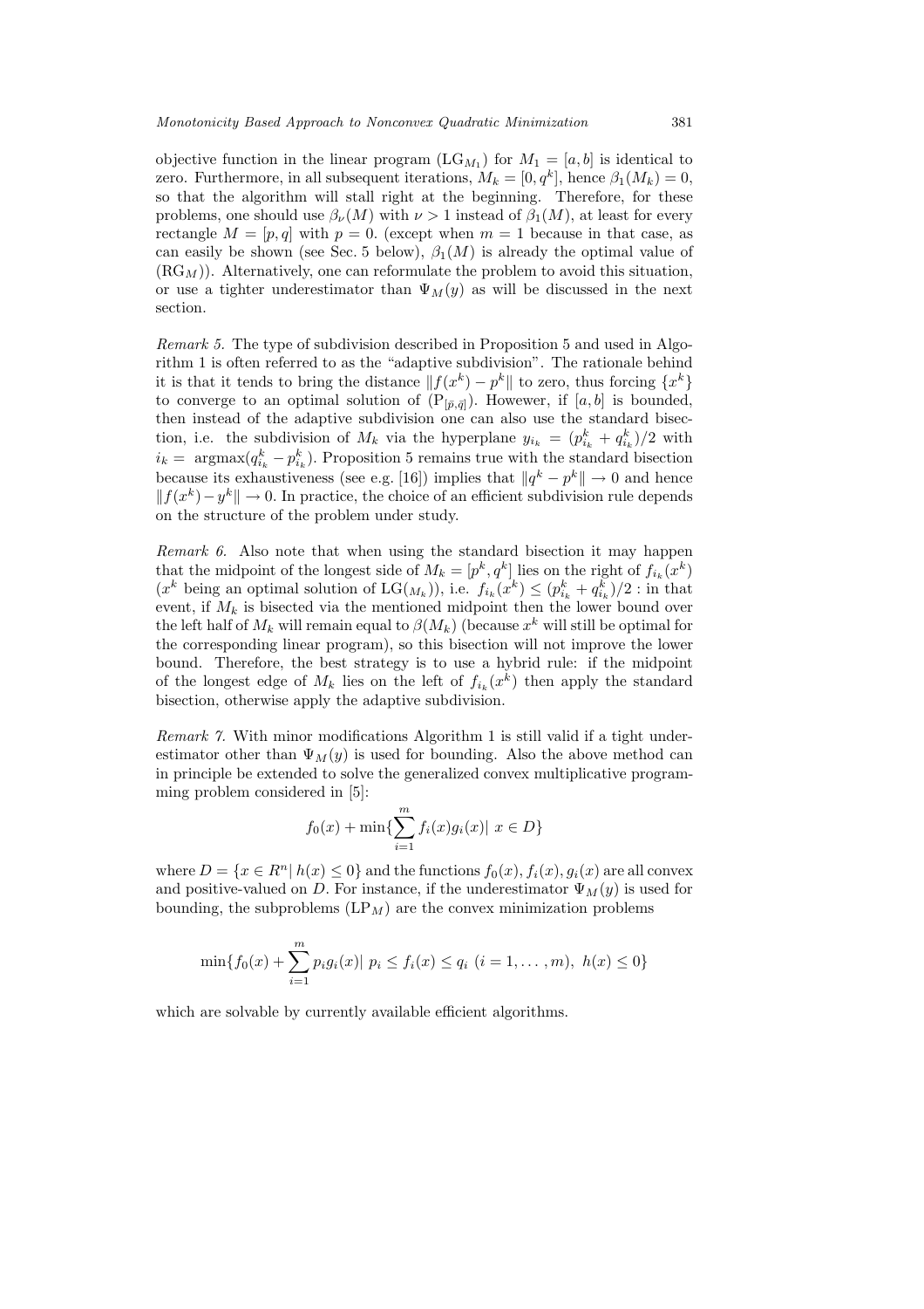objective function in the linear program ($\mathrm{LG}_{M_1}$) for $M_1 = [a, b]$ is identical to zero. Furthermore, in all subsequent iterations, $M_k = [0, q^k]$, hence $\beta_1(M_k) = 0$, so that the algorithm will stall right at the beginning. Therefore, for these problems, one should use $\beta_\nu(M)$ with $\nu > 1$ instead of $\beta_1(M)$, at least for every rectangle $M = [p, q]$ with $p = 0$. (except when $m = 1$ because in that case, as can easily be shown (see Sec. 5 below), $\beta_1(M)$ is already the optimal value of ($\mathrm{RG}_M$)). Alternatively, one can reformulate the problem to avoid this situation, or use a tighter underestimator than $\Psi_M(y)$ as will be discussed in the next section.

*Remark 5.* The type of subdivision described in Proposition 5 and used in Algorithm 1 is often referred to as the "adaptive subdivision". The rationale behind it is that it tends to bring the distance $\|f(x^k) - p^k\|$ to zero, thus forcing $\{x^k\}$ to converge to an optimal solution of ($\mathrm{P}_{[\bar{p},\bar{q}]}$). However, if $[a, b]$ is bounded, then instead of the adaptive subdivision one can also use the standard bisection, i.e. the subdivision of $M_k$ via the hyperplane $y_{i_k} = (p^k_{i_k} + q^k_{i_k})/2$ with $i_k = \mathrm{argmax}(q^k_{i_k} - p^k_{i_k})$. Proposition 5 remains true with the standard bisection because its exhaustiveness (see e.g. [16]) implies that $\|q^k - p^k\| \to 0$ and hence $\|f(x^k) - y^k\| \to 0$. In practice, the choice of an efficient subdivision rule depends on the structure of the problem under study.

*Remark 6.* Also note that when using the standard bisection it may happen that the midpoint of the longest side of $M_k = [p^k, q^k]$ lies on the right of $f_{i_k}(x^k)$ ($x^k$ being an optimal solution of $\mathrm{LG}(_{M_k})$), i.e. $f_{i_k}(x^k) \le (p^k_{i_k} + q^k_{i_k})/2$ : in that event, if $M_k$ is bisected via the mentioned midpoint then the lower bound over the left half of $M_k$ will remain equal to $\beta(M_k)$ (because $x^k$ will still be optimal for the corresponding linear program), so this bisection will not improve the lower bound. Therefore, the best strategy is to use a hybrid rule: if the midpoint of the longest edge of $M_k$ lies on the left of $f_{i_k}(x^k)$ then apply the standard bisection, otherwise apply the adaptive subdivision.

*Remark 7.* With minor modifications Algorithm 1 is still valid if a tight underestimator other than $\Psi_M(y)$ is used for bounding. Also the above method can in principle be extended to solve the generalized convex multiplicative programming problem considered in [5]:

$$f_0(x) + \min\{\sum_{i=1}^{m} f_i(x)g_i(x)|\ x \in D\}$$

where $D = \{x \in R^n |\ h(x) \le 0\}$ and the functions $f_0(x), f_i(x), g_i(x)$ are all convex and positive-valued on $D$. For instance, if the underestimator $\Psi_M(y)$ is used for bounding, the subproblems ($\mathrm{LP}_M$) are the convex minimization problems

$$\min\{f_0(x) + \sum_{i=1}^{m} p_i g_i(x)|\ p_i \le f_i(x) \le q_i\ (i = 1, \ldots, m),\ h(x) \le 0\}$$

which are solvable by currently available efficient algorithms.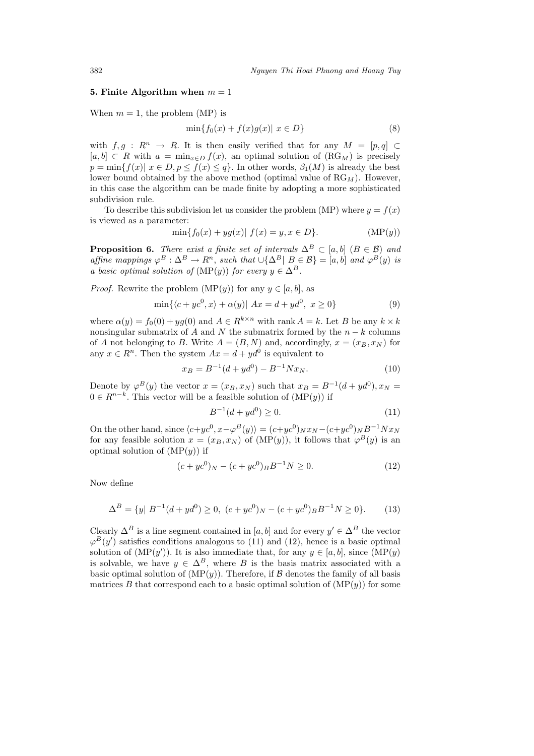### 5. Finite Algorithm when $m = 1$

When $m = 1$, the problem (MP) is

$$\min\{f_0(x) + f(x)g(x)|\ x \in D\} \tag{8}$$

with $f, g : R^n \to R$. It is then easily verified that for any $M = [p, q] \subset [a, b] \subset R$ with $a = \min_{x\in D} f(x)$, an optimal solution of ($\mathrm{RG}_M$) is precisely $p = \min\{f(x)|\ x \in D, p \leq f(x) \leq q\}$. In other words, $\beta_1(M)$ is already the best lower bound obtained by the above method (optimal value of $\mathrm{RG}_M$). However, in this case the algorithm can be made finite by adopting a more sophisticated subdivision rule.

To describe this subdivision let us consider the problem (MP) where $y = f(x)$ is viewed as a parameter:

$$\min\{f_0(x) + yg(x)|\ f(x) = y, x \in D\}. \tag{MP(y)}$$

**Proposition 6.** *There exist a finite set of intervals* $\Delta^B \subset [a, b]$ $(B \in \mathcal{B})$ *and affine mappings* $\varphi^B : \Delta^B \to R^n$*, such that* $\cup\{\Delta^B|\ B \in \mathcal{B}\} = [a, b]$ *and* $\varphi^B(y)$ *is a basic optimal solution of* (MP($y$)) *for every* $y \in \Delta^B$.

*Proof.* Rewrite the problem (MP($y$)) for any $y \in [a, b]$, as

$$\min\{\langle c + yc^0, x\rangle + \alpha(y)|\ Ax = d + yd^0,\ x \geq 0\} \tag{9}$$

where $\alpha(y) = f_0(0) + yg(0)$ and $A \in R^{k\times n}$ with rank $A = k$. Let $B$ be any $k \times k$ nonsingular submatrix of $A$ and $N$ the submatrix formed by the $n - k$ columns of $A$ not belonging to $B$. Write $A = (B, N)$ and, accordingly, $x = (x_B, x_N)$ for any $x \in R^n$. Then the system $Ax = d + yd^0$ is equivalent to

$$x_B = B^{-1}(d + yd^0) - B^{-1}Nx_N. \tag{10}$$

Denote by $\varphi^B(y)$ the vector $x = (x_B, x_N)$ such that $x_B = B^{-1}(d + yd^0), x_N = 0 \in R^{n-k}$. This vector will be a feasible solution of (MP($y$)) if

$$B^{-1}(d + yd^0) \geq 0. \tag{11}$$

On the other hand, since $\langle c+yc^0, x-\varphi^B(y)\rangle = (c+yc^0)_N x_N - (c+yc^0)_N B^{-1}Nx_N$ for any feasible solution $x = (x_B, x_N)$ of (MP($y$)), it follows that $\varphi^B(y)$ is an optimal solution of (MP($y$)) if

$$(c + yc^0)_N - (c + yc^0)_B B^{-1}N \geq 0. \tag{12}$$

Now define

$$\Delta^B = \{y|\ B^{-1}(d + yd^0) \geq 0,\ (c + yc^0)_N - (c + yc^0)_B B^{-1}N \geq 0\}. \tag{13}$$

Clearly $\Delta^B$ is a line segment contained in $[a, b]$ and for every $y' \in \Delta^B$ the vector $\varphi^B(y')$ satisfies conditions analogous to (11) and (12), hence is a basic optimal solution of (MP($y'$)). It is also immediate that, for any $y \in [a, b]$, since (MP($y$) is solvable, we have $y \in \Delta^B$, where $B$ is the basis matrix associated with a basic optimal solution of (MP($y$)). Therefore, if $\mathcal{B}$ denotes the family of all basis matrices $B$ that correspond each to a basic optimal solution of (MP($y$)) for some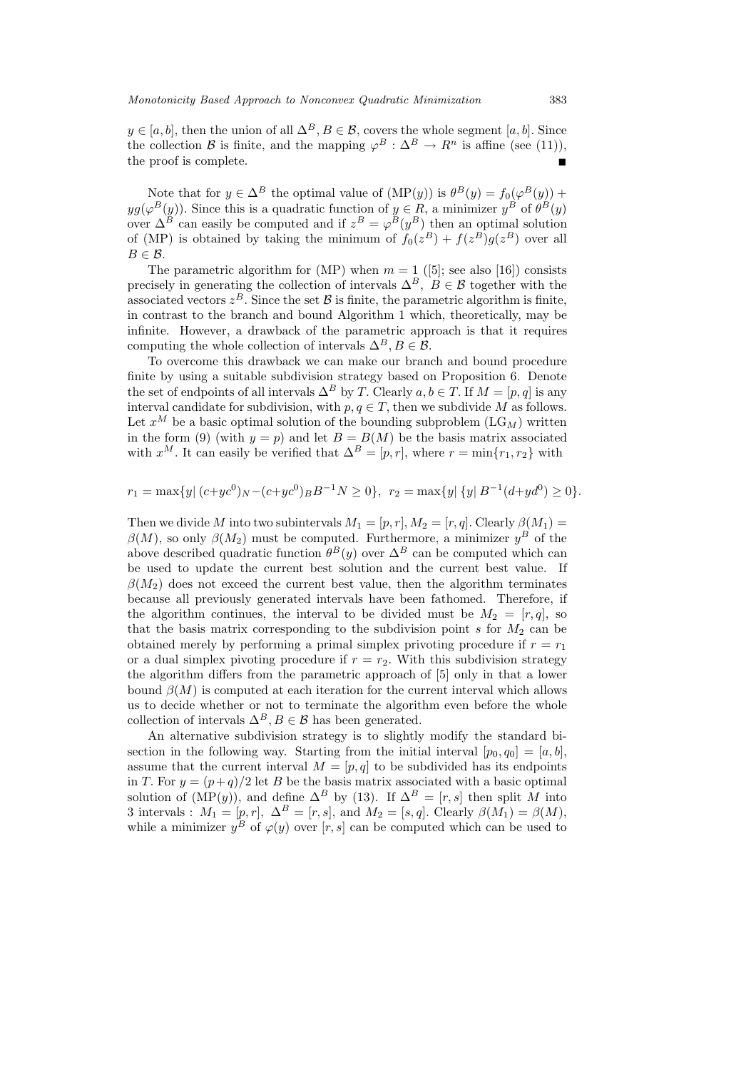$y \in [a,b]$, then the union of all $\Delta^B, B \in \mathcal{B}$, covers the whole segment $[a,b]$. Since the collection $\mathcal{B}$ is finite, and the mapping $\varphi^B : \Delta^B \to R^n$ is affine (see (11)), the proof is complete. ∎

Note that for $y \in \Delta^B$ the optimal value of (MP($y$)) is $\theta^B(y) = f_0(\varphi^B(y)) + yg(\varphi^B(y))$. Since this is a quadratic function of $y \in R$, a minimizer $y^B$ of $\theta^B(y)$ over $\Delta^B$ can easily be computed and if $z^B = \varphi^B(y^B)$ then an optimal solution of (MP) is obtained by taking the minimum of $f_0(z^B) + f(z^B)g(z^B)$ over all $B \in \mathcal{B}$.

The parametric algorithm for (MP) when $m = 1$ ([5]; see also [16]) consists precisely in generating the collection of intervals $\Delta^B,\ B \in \mathcal{B}$ together with the associated vectors $z^B$. Since the set $\mathcal{B}$ is finite, the parametric algorithm is finite, in contrast to the branch and bound Algorithm 1 which, theoretically, may be infinite. However, a drawback of the parametric approach is that it requires computing the whole collection of intervals $\Delta^B, B \in \mathcal{B}$.

To overcome this drawback we can make our branch and bound procedure finite by using a suitable subdivision strategy based on Proposition 6. Denote the set of endpoints of all intervals $\Delta^B$ by $T$. Clearly $a, b \in T$. If $M = [p,q]$ is any interval candidate for subdivision, with $p, q \in T$, then we subdivide $M$ as follows. Let $x^M$ be a basic optimal solution of the bounding subproblem (LG$_M$) written in the form (9) (with $y = p$) and let $B = B(M)$ be the basis matrix associated with $x^M$. It can easily be verified that $\Delta^B = [p,r]$, where $r = \min\{r_1, r_2\}$ with

$$r_1 = \max\{y|\ (c+yc^0)_N - (c+yc^0)_B B^{-1}N \geq 0\},\ \ r_2 = \max\{y|\ \{y|\ B^{-1}(d+yd^0) \geq 0\}.$$

Then we divide $M$ into two subintervals $M_1 = [p,r], M_2 = [r,q]$. Clearly $\beta(M_1) = \beta(M)$, so only $\beta(M_2)$ must be computed. Furthermore, a minimizer $y^B$ of the above described quadratic function $\theta^B(y)$ over $\Delta^B$ can be computed which can be used to update the current best solution and the current best value. If $\beta(M_2)$ does not exceed the current best value, then the algorithm terminates because all previously generated intervals have been fathomed. Therefore, if the algorithm continues, the interval to be divided must be $M_2 = [r,q]$, so that the basis matrix corresponding to the subdivision point $s$ for $M_2$ can be obtained merely by performing a primal simplex privoting procedure if $r = r_1$ or a dual simplex pivoting procedure if $r = r_2$. With this subdivision strategy the algorithm differs from the parametric approach of [5] only in that a lower bound $\beta(M)$ is computed at each iteration for the current interval which allows us to decide whether or not to terminate the algorithm even before the whole collection of intervals $\Delta^B, B \in \mathcal{B}$ has been generated.

An alternative subdivision strategy is to slightly modify the standard bisection in the following way. Starting from the initial interval $[p_0, q_0] = [a,b]$, assume that the current interval $M = [p,q]$ to be subdivided has its endpoints in $T$. For $y = (p+q)/2$ let $B$ be the basis matrix associated with a basic optimal solution of (MP($y$)), and define $\Delta^B$ by (13). If $\Delta^B = [r,s]$ then split $M$ into 3 intervals : $M_1 = [p,r],\ \Delta^B = [r,s]$, and $M_2 = [s,q]$. Clearly $\beta(M_1) = \beta(M)$, while a minimizer $y^B$ of $\varphi(y)$ over $[r,s]$ can be computed which can be used to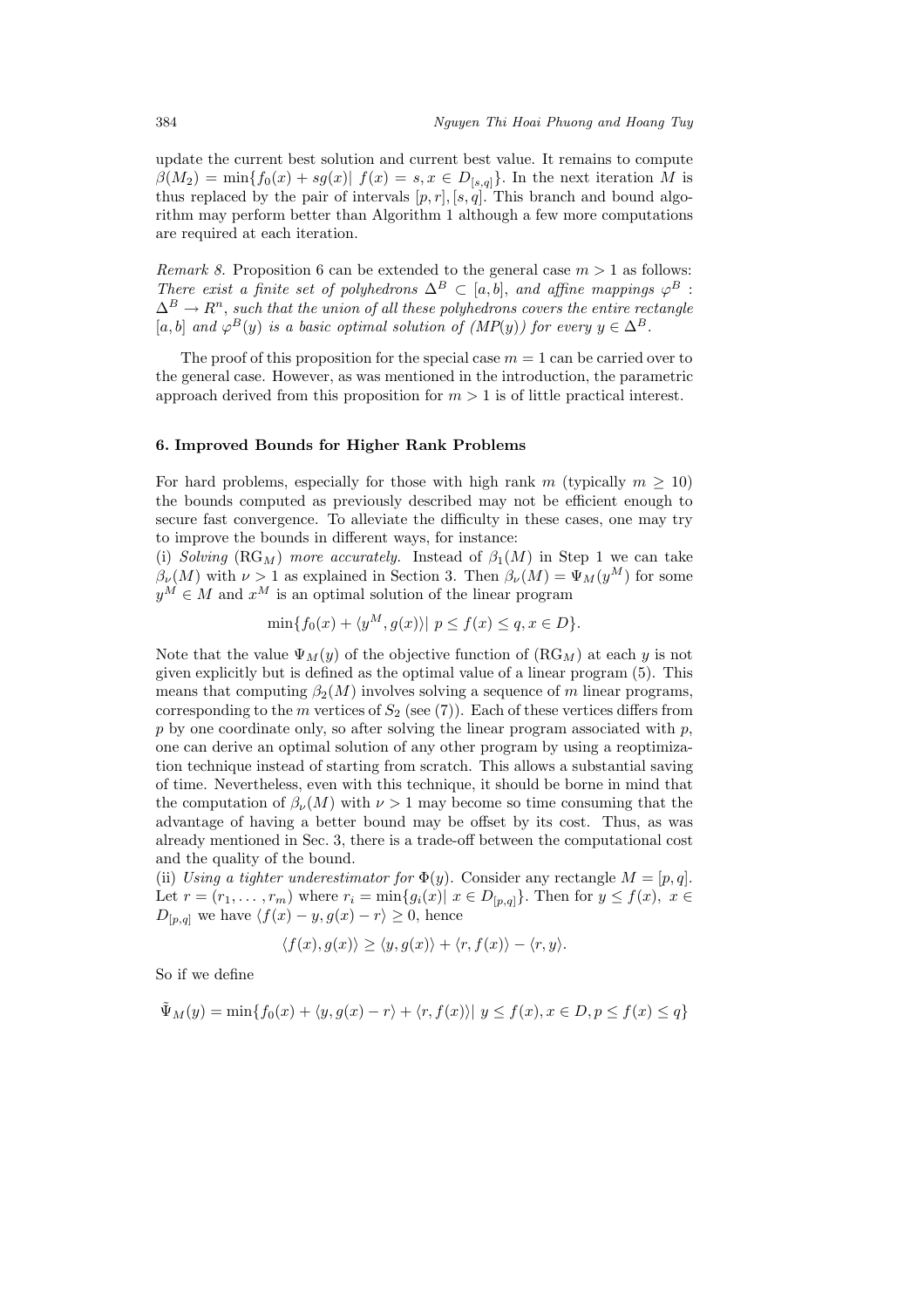update the current best solution and current best value. It remains to compute $\beta(M_2) = \min\{f_0(x) + sg(x)|\ f(x) = s, x \in D_{[s,q]}\}$. In the next iteration $M$ is thus replaced by the pair of intervals $[p, r], [s, q]$. This branch and bound algorithm may perform better than Algorithm 1 although a few more computations are required at each iteration.

*Remark 8.* Proposition 6 can be extended to the general case $m > 1$ as follows: *There exist a finite set of polyhedrons $\Delta^B \subset [a, b]$, and affine mappings $\varphi^B : \Delta^B \to R^n$, such that the union of all these polyhedrons covers the entire rectangle $[a, b]$ and $\varphi^B(y)$ is a basic optimal solution of (MP(y)) for every $y \in \Delta^B$.*

The proof of this proposition for the special case $m = 1$ can be carried over to the general case. However, as was mentioned in the introduction, the parametric approach derived from this proposition for $m > 1$ is of little practical interest.

## 6. Improved Bounds for Higher Rank Problems

For hard problems, especially for those with high rank $m$ (typically $m \geq 10$) the bounds computed as previously described may not be efficient enough to secure fast convergence. To alleviate the difficulty in these cases, one may try to improve the bounds in different ways, for instance:

(i) *Solving* (RG$_M$) *more accurately.* Instead of $\beta_1(M)$ in Step 1 we can take $\beta_\nu(M)$ with $\nu > 1$ as explained in Section 3. Then $\beta_\nu(M) = \Psi_M(y^M)$ for some $y^M \in M$ and $x^M$ is an optimal solution of the linear program

$$\min\{f_0(x) + \langle y^M, g(x)\rangle|\ p \leq f(x) \leq q, x \in D\}.$$

Note that the value $\Psi_M(y)$ of the objective function of (RG$_M$) at each $y$ is not given explicitly but is defined as the optimal value of a linear program (5). This means that computing $\beta_2(M)$ involves solving a sequence of $m$ linear programs, corresponding to the $m$ vertices of $S_2$ (see (7)). Each of these vertices differs from $p$ by one coordinate only, so after solving the linear program associated with $p$, one can derive an optimal solution of any other program by using a reoptimization technique instead of starting from scratch. This allows a substantial saving of time. Nevertheless, even with this technique, it should be borne in mind that the computation of $\beta_\nu(M)$ with $\nu > 1$ may become so time consuming that the advantage of having a better bound may be offset by its cost. Thus, as was already mentioned in Sec. 3, there is a trade-off between the computational cost and the quality of the bound.

(ii) *Using a tighter underestimator for $\Phi(y)$.* Consider any rectangle $M = [p, q]$. Let $r = (r_1, \ldots, r_m)$ where $r_i = \min\{g_i(x)|\ x \in D_{[p,q]}\}$. Then for $y \leq f(x),\ x \in D_{[p,q]}$ we have $\langle f(x) - y, g(x) - r\rangle \geq 0$, hence

$$\langle f(x), g(x)\rangle \geq \langle y, g(x)\rangle + \langle r, f(x)\rangle - \langle r, y\rangle.$$

So if we define

$$\tilde{\Psi}_M(y) = \min\{f_0(x) + \langle y, g(x) - r\rangle + \langle r, f(x)\rangle|\ y \leq f(x), x \in D, p \leq f(x) \leq q\}$$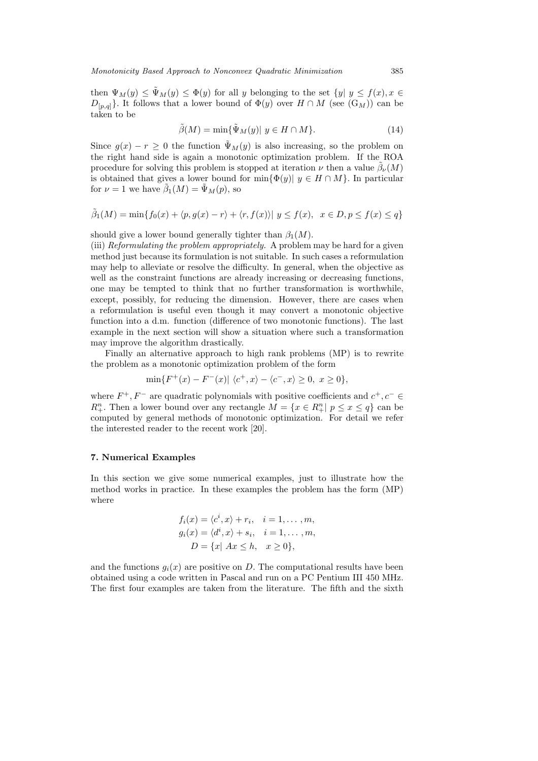then $\Psi_M(y) \leq \tilde{\Psi}_M(y) \leq \Phi(y)$ for all $y$ belonging to the set $\{y|\ y \leq f(x), x \in D_{[p,q]}\}$. It follows that a lower bound of $\Phi(y)$ over $H \cap M$ (see $(\mathrm{G}_M)$) can be taken to be

$$\tilde{\beta}(M) = \min\{\tilde{\Psi}_M(y)|\ y \in H \cap M\}. \tag{14}$$

Since $g(x) - r \geq 0$ the function $\tilde{\Psi}_M(y)$ is also increasing, so the problem on the right hand side is again a monotonic optimization problem. If the ROA procedure for solving this problem is stopped at iteration $\nu$ then a value $\tilde{\beta}_\nu(M)$ is obtained that gives a lower bound for $\min\{\Phi(y)|\ y \in H \cap M\}$. In particular for $\nu = 1$ we have $\tilde{\beta}_1(M) = \tilde{\Psi}_M(p)$, so

$$\tilde{\beta}_1(M) = \min\{f_0(x) + \langle p, g(x) - r\rangle + \langle r, f(x)\rangle|\ y \leq f(x),\ \ x \in D, p \leq f(x) \leq q\}$$

should give a lower bound generally tighter than $\beta_1(M)$.

(iii) *Reformulating the problem appropriately.* A problem may be hard for a given method just because its formulation is not suitable. In such cases a reformulation may help to alleviate or resolve the difficulty. In general, when the objective as well as the constraint functions are already increasing or decreasing functions, one may be tempted to think that no further transformation is worthwhile, except, possibly, for reducing the dimension. However, there are cases when a reformulation is useful even though it may convert a monotonic objective function into a d.m. function (difference of two monotonic functions). The last example in the next section will show a situation where such a transformation may improve the algorithm drastically.

Finally an alternative approach to high rank problems (MP) is to rewrite the problem as a monotonic optimization problem of the form

$$\min\{F^+(x) - F^-(x)|\ \langle c^+, x\rangle - \langle c^-, x\rangle \geq 0,\ x \geq 0\},$$

where $F^+, F^-$ are quadratic polynomials with positive coefficients and $c^+, c^- \in R^n_+$. Then a lower bound over any rectangle $M = \{x \in R^n_+|\ p \leq x \leq q\}$ can be computed by general methods of monotonic optimization. For detail we refer the interested reader to the recent work [20].

## 7. Numerical Examples

In this section we give some numerical examples, just to illustrate how the method works in practice. In these examples the problem has the form (MP) where

$$\begin{aligned} f_i(x) &= \langle c^i, x\rangle + r_i, \quad i = 1, \dots, m, \\ g_i(x) &= \langle d^i, x\rangle + s_i, \quad i = 1, \dots, m, \\ D &= \{x|\ Ax \leq h, \quad x \geq 0\}, \end{aligned}$$

and the functions $g_i(x)$ are positive on $D$. The computational results have been obtained using a code written in Pascal and run on a PC Pentium III 450 MHz. The first four examples are taken from the literature. The fifth and the sixth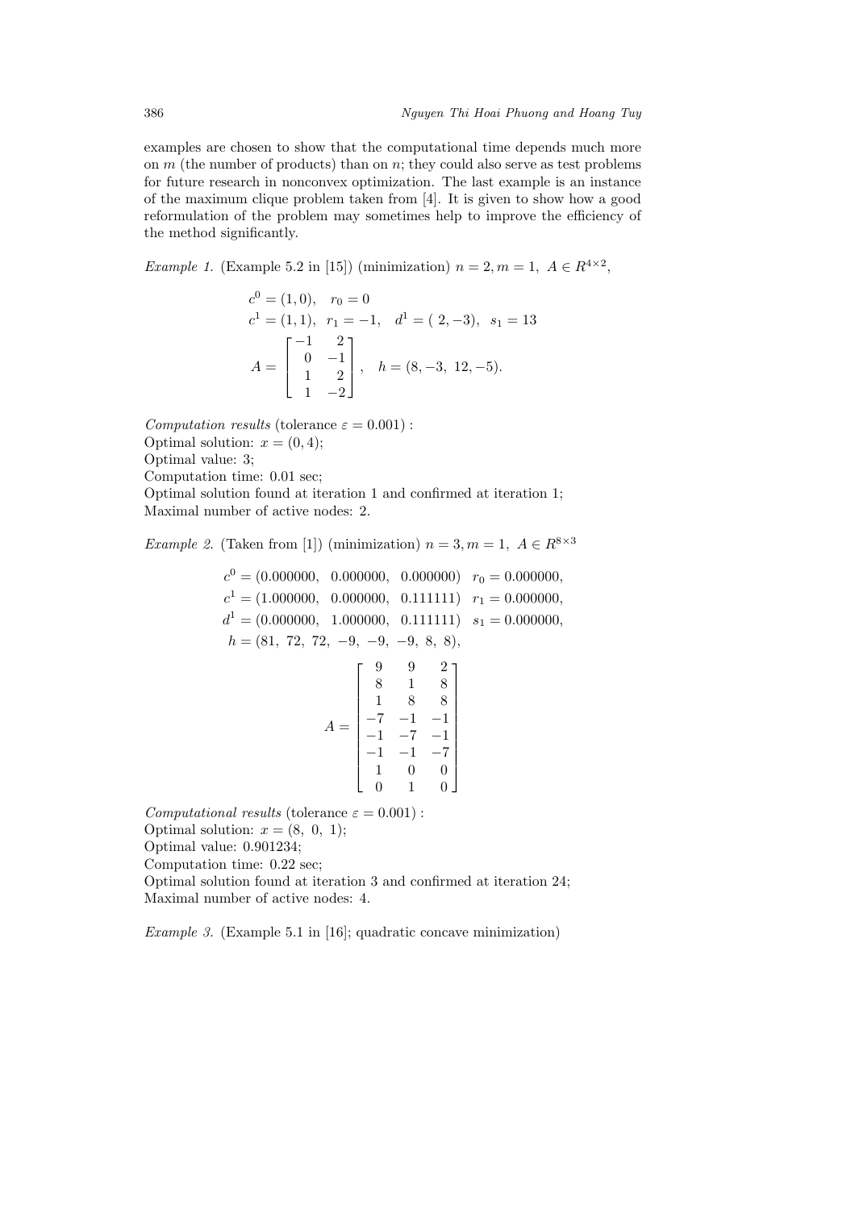examples are chosen to show that the computational time depends much more on $m$ (the number of products) than on $n$; they could also serve as test problems for future research in nonconvex optimization. The last example is an instance of the maximum clique problem taken from [4]. It is given to show how a good reformulation of the problem may sometimes help to improve the efficiency of the method significantly.

*Example 1.* (Example 5.2 in [15]) (minimization) $n = 2, m = 1,\ A \in R^{4\times 2}$,

$$c^0 = (1, 0), \quad r_0 = 0$$
$$c^1 = (1, 1), \quad r_1 = -1, \quad d^1 = (\ 2, -3), \quad s_1 = 13$$
$$A = \begin{bmatrix} -1 & 2 \\ 0 & -1 \\ 1 & 2 \\ 1 & -2 \end{bmatrix}, \quad h = (8, -3,\ 12, -5).$$

*Computation results* (tolerance $\varepsilon = 0.001$) :
Optimal solution: $x = (0, 4)$;
Optimal value: 3;
Computation time: 0.01 sec;
Optimal solution found at iteration 1 and confirmed at iteration 1;
Maximal number of active nodes: 2.

*Example 2.* (Taken from [1]) (minimization) $n = 3, m = 1,\ A \in R^{8\times 3}$

$$c^0 = (0.000000,\ \ 0.000000,\ \ 0.000000) \quad r_0 = 0.000000,$$
$$c^1 = (1.000000,\ \ 0.000000,\ \ 0.111111) \quad r_1 = 0.000000,$$
$$d^1 = (0.000000,\ \ 1.000000,\ \ 0.111111) \quad s_1 = 0.000000,$$
$$h = (81,\ 72,\ 72,\ -9,\ -9,\ -9,\ 8,\ 8),$$
$$A = \begin{bmatrix} 9 & 9 & 2 \\ 8 & 1 & 8 \\ 1 & 8 & 8 \\ -7 & -1 & -1 \\ -1 & -7 & -1 \\ -1 & -1 & -7 \\ 1 & 0 & 0 \\ 0 & 1 & 0 \end{bmatrix}$$

*Computational results* (tolerance $\varepsilon = 0.001$) :
Optimal solution: $x = (8,\ 0,\ 1)$;
Optimal value: 0.901234;
Computation time: 0.22 sec;
Optimal solution found at iteration 3 and confirmed at iteration 24;
Maximal number of active nodes: 4.

*Example 3.* (Example 5.1 in [16]; quadratic concave minimization)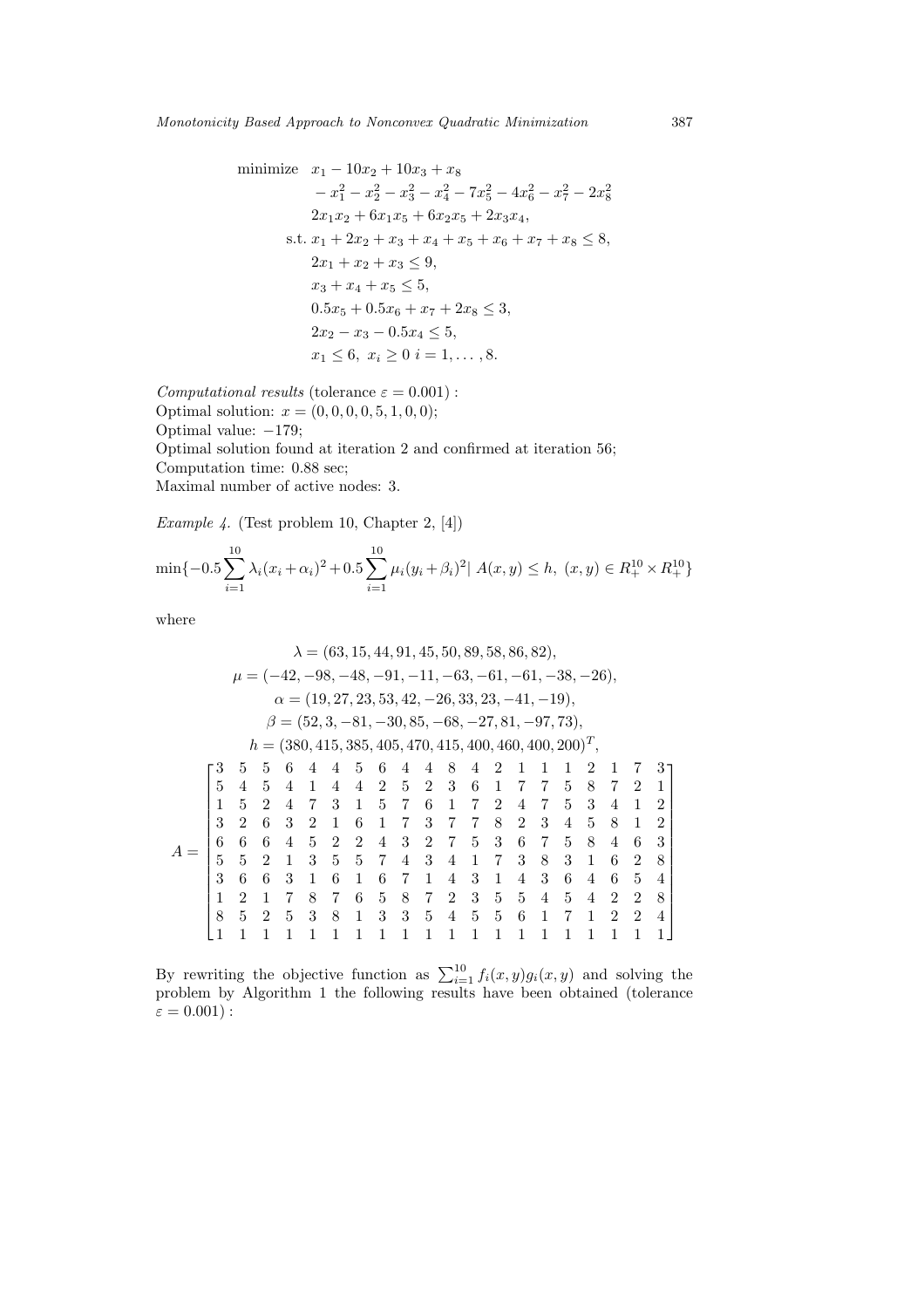$$
\begin{aligned}
\text{minimize} \quad & x_1 - 10x_2 + 10x_3 + x_8 \\
& - x_1^2 - x_2^2 - x_3^2 - x_4^2 - 7x_5^2 - 4x_6^2 - x_7^2 - 2x_8^2 \\
& 2x_1x_2 + 6x_1x_5 + 6x_2x_5 + 2x_3x_4, \\
\text{s.t.} \quad & x_1 + 2x_2 + x_3 + x_4 + x_5 + x_6 + x_7 + x_8 \le 8, \\
& 2x_1 + x_2 + x_3 \le 9, \\
& x_3 + x_4 + x_5 \le 5, \\
& 0.5x_5 + 0.5x_6 + x_7 + 2x_8 \le 3, \\
& 2x_2 - x_3 - 0.5x_4 \le 5, \\
& x_1 \le 6, \; x_i \ge 0 \; i = 1, \ldots, 8.
\end{aligned}
$$

*Computational results* (tolerance $\varepsilon = 0.001$) :
Optimal solution: $x = (0, 0, 0, 0, 5, 1, 0, 0)$;
Optimal value: $-179$;
Optimal solution found at iteration 2 and confirmed at iteration 56;
Computation time: 0.88 sec;
Maximal number of active nodes: 3.

*Example 4.* (Test problem 10, Chapter 2, [4])

$$
\min\{-0.5\sum_{i=1}^{10} \lambda_i(x_i + \alpha_i)^2 + 0.5\sum_{i=1}^{10} \mu_i(y_i + \beta_i)^2 |\; A(x, y) \le h,\; (x, y) \in R_+^{10} \times R_+^{10}\}
$$

where

$$
\begin{gathered}
\lambda = (63, 15, 44, 91, 45, 50, 89, 58, 86, 82), \\
\mu = (-42, -98, -48, -91, -11, -63, -61, -61, -38, -26), \\
\alpha = (19, 27, 23, 53, 42, -26, 33, 23, -41, -19), \\
\beta = (52, 3, -81, -30, 85, -68, -27, 81, -97, 73), \\
h = (380, 415, 385, 405, 470, 415, 400, 460, 400, 200)^T,
\end{gathered}
$$

$$
A = \begin{bmatrix}
3 & 5 & 5 & 6 & 4 & 4 & 5 & 6 & 4 & 4 & 8 & 4 & 2 & 1 & 1 & 1 & 2 & 1 & 7 & 3 \\
5 & 4 & 5 & 4 & 1 & 4 & 4 & 2 & 5 & 2 & 3 & 6 & 1 & 7 & 7 & 5 & 8 & 7 & 2 & 1 \\
1 & 5 & 2 & 4 & 7 & 3 & 1 & 5 & 7 & 6 & 1 & 7 & 2 & 4 & 7 & 5 & 3 & 4 & 1 & 2 \\
3 & 2 & 6 & 3 & 2 & 1 & 6 & 1 & 7 & 3 & 7 & 7 & 8 & 2 & 3 & 4 & 5 & 8 & 1 & 2 \\
6 & 6 & 6 & 4 & 5 & 2 & 2 & 4 & 3 & 2 & 7 & 5 & 3 & 6 & 7 & 5 & 8 & 4 & 6 & 3 \\
5 & 5 & 2 & 1 & 3 & 5 & 5 & 7 & 4 & 3 & 4 & 1 & 7 & 3 & 8 & 3 & 1 & 6 & 2 & 8 \\
3 & 6 & 6 & 3 & 1 & 6 & 1 & 6 & 7 & 1 & 4 & 3 & 1 & 4 & 3 & 6 & 4 & 6 & 5 & 4 \\
1 & 2 & 1 & 7 & 8 & 7 & 6 & 5 & 8 & 7 & 2 & 3 & 5 & 5 & 4 & 5 & 4 & 2 & 2 & 8 \\
8 & 5 & 2 & 5 & 3 & 8 & 1 & 3 & 3 & 5 & 4 & 5 & 5 & 6 & 1 & 7 & 1 & 2 & 2 & 4 \\
1 & 1 & 1 & 1 & 1 & 1 & 1 & 1 & 1 & 1 & 1 & 1 & 1 & 1 & 1 & 1 & 1 & 1 & 1 & 1
\end{bmatrix}
$$

By rewriting the objective function as $\sum_{i=1}^{10} f_i(x, y)g_i(x, y)$ and solving the problem by Algorithm 1 the following results have been obtained (tolerance $\varepsilon = 0.001$) :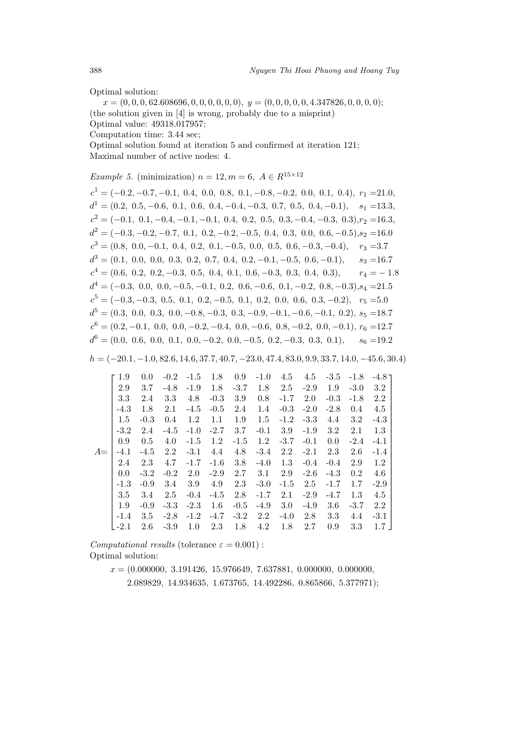Optimal solution:

$x = (0, 0, 0, 62.608696, 0, 0, 0, 0, 0, 0),\ y = (0, 0, 0, 0, 0, 4.347826, 0, 0, 0, 0)$;
(the solution given in [4] is wrong, probably due to a misprint)
Optimal value: 49318.017957;
Computation time: 3.44 sec;
Optimal solution found at iteration 5 and confirmed at iteration 121;
Maximal number of active nodes: 4.

*Example 5.* (minimization) $n = 12, m = 6,\ A \in R^{15\times 12}$

$c^1 = (-0.2, -0.7, -0.1,\ 0.4,\ 0.0,\ 0.8,\ 0.1, -0.8, -0.2,\ 0.0,\ 0.1,\ 0.4),\ r_1 = 21.0,$
$d^1 = (0.2,\ 0.5, -0.6,\ 0.1,\ 0.6,\ 0.4, -0.4, -0.3,\ 0.7,\ 0.5,\ 0.4, -0.1),\quad s_1 = 13.3,$
$c^2 = (-0.1,\ 0.1, -0.4, -0.1, -0.1,\ 0.4,\ 0.2,\ 0.5,\ 0.3, -0.4, -0.3,\ 0.3), r_2 = 16.3,$
$d^2 = (-0.3, -0.2, -0.7,\ 0.1,\ 0.2, -0.2, -0.5,\ 0.4,\ 0.3,\ 0.0,\ 0.6, -0.5), s_2 = 16.0$
$c^3 = (0.8,\ 0.0, -0.1,\ 0.4,\ 0.2,\ 0.1, -0.5,\ 0.0,\ 0.5,\ 0.6, -0.3, -0.4),\quad r_3 = 3.7$
$d^3 = (0.1,\ 0.0,\ 0.0,\ 0.3,\ 0.2,\ 0.7,\ 0.4,\ 0.2, -0.1, -0.5,\ 0.6, -0.1),\quad s_3 = 16.7$
$c^4 = (0.6,\ 0.2,\ 0.2, -0.3,\ 0.5,\ 0.4,\ 0.1,\ 0.6, -0.3,\ 0.3,\ 0.4,\ 0.3),\quad r_4 = -1.8$
$d^4 = (-0.3,\ 0.0,\ 0.0, -0.5, -0.1,\ 0.2,\ 0.6, -0.6,\ 0.1, -0.2,\ 0.8, -0.3), s_4 = 21.5$
$c^5 = (-0.3, -0.3,\ 0.5,\ 0.1,\ 0.2, -0.5,\ 0.1,\ 0.2,\ 0.0,\ 0.6,\ 0.3, -0.2),\quad r_5 = 5.0$
$d^5 = (0.3,\ 0.0,\ 0.3,\ 0.0, -0.8, -0.3,\ 0.3, -0.9, -0.1, -0.6, -0.1,\ 0.2),\ s_5 = 18.7$
$c^6 = (0.2, -0.1,\ 0.0,\ 0.0, -0.2, -0.4,\ 0.0, -0.6,\ 0.8, -0.2,\ 0.0, -0.1),\ r_6 = 12.7$
$d^6 = (0.0,\ 0.6,\ 0.0,\ 0.1,\ 0.0, -0.2,\ 0.0, -0.5,\ 0.2, -0.3,\ 0.3,\ 0.1),\quad s_6 = 19.2$

$h = (-20.1, -1.0, 82.6, 14.6, 37.7, 40.7, -23.0, 47.4, 83.0, 9.9, 33.7, 14.0, -45.6, 30.4)$

$$A = \begin{bmatrix}
1.9 & 0.0 & -0.2 & -1.5 & 1.8 & 0.9 & -1.0 & 4.5 & 4.5 & -3.5 & -1.8 & -4.8 \\
2.9 & 3.7 & -4.8 & -1.9 & 1.8 & -3.7 & 1.8 & 2.5 & -2.9 & 1.9 & -3.0 & 3.2 \\
3.3 & 2.4 & 3.3 & 4.8 & -0.3 & 3.9 & 0.8 & -1.7 & 2.0 & -0.3 & -1.8 & 2.2 \\
-4.3 & 1.8 & 2.1 & -4.5 & -0.5 & 2.4 & 1.4 & -0.3 & -2.0 & -2.8 & 0.4 & 4.5 \\
1.5 & -0.3 & 0.4 & 1.2 & 1.1 & 1.9 & 1.5 & -1.2 & -3.3 & 4.4 & 3.2 & -4.3 \\
-3.2 & 2.4 & -4.5 & -1.0 & -2.7 & 3.7 & -0.1 & 3.9 & -1.9 & 3.2 & 2.1 & 1.3 \\
0.9 & 0.5 & 4.0 & -1.5 & 1.2 & -1.5 & 1.2 & -3.7 & -0.1 & 0.0 & -2.4 & -4.1 \\
-4.1 & -4.5 & 2.2 & -3.1 & 4.4 & 4.8 & -3.4 & 2.2 & -2.1 & 2.3 & 2.6 & -1.4 \\
2.4 & 2.3 & 4.7 & -1.7 & -1.6 & 3.8 & -4.0 & 1.3 & -0.4 & -0.4 & 2.9 & 1.2 \\
0.0 & -3.2 & -0.2 & 2.0 & -2.9 & 2.7 & 3.1 & 2.9 & -2.6 & -4.3 & 0.2 & 4.6 \\
-1.3 & -0.9 & 3.4 & 3.9 & 4.9 & 2.3 & -3.0 & -1.5 & 2.5 & -1.7 & 1.7 & -2.9 \\
3.5 & 3.4 & 2.5 & -0.4 & -4.5 & 2.8 & -1.7 & 2.1 & -2.9 & -4.7 & 1.3 & 4.5 \\
1.9 & -0.9 & -3.3 & -2.3 & 1.6 & -0.5 & -4.9 & 3.0 & -4.9 & 3.6 & -3.7 & 2.2 \\
-1.4 & 3.5 & -2.8 & -1.2 & -4.7 & -3.2 & 2.2 & -4.0 & 2.8 & 3.3 & 4.4 & -3.1 \\
-2.1 & 2.6 & -3.9 & 1.0 & 2.3 & 1.8 & 4.2 & 1.8 & 2.7 & 0.9 & 3.3 & 1.7
\end{bmatrix}$$

*Computational results* (tolerance $\varepsilon = 0.001$) :
Optimal solution:

$x = (0.000000,\ 3.191426,\ 15.976649,\ 7.637881,\ 0.000000,\ 0.000000,$
$2.089829,\ 14.934635,\ 1.673765,\ 14.492286,\ 0.865866,\ 5.377971);$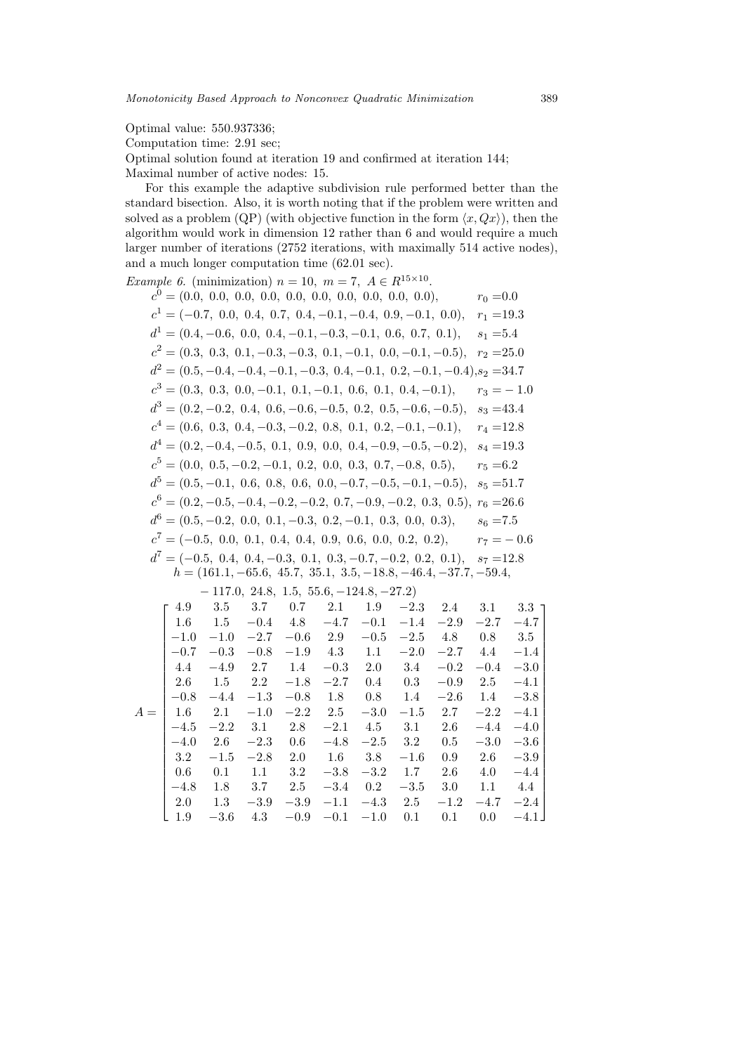Optimal value: 550.937336;

Computation time: 2.91 sec;

Optimal solution found at iteration 19 and confirmed at iteration 144;

Maximal number of active nodes: 15.

For this example the adaptive subdivision rule performed better than the standard bisection. Also, it is worth noting that if the problem were written and solved as a problem (QP) (with objective function in the form $\langle x, Qx\rangle$), then the algorithm would work in dimension 12 rather than 6 and would require a much larger number of iterations (2752 iterations, with maximally 514 active nodes), and a much longer computation time (62.01 sec).

*Example 6.* (minimization) $n = 10,\ m = 7,\ A \in R^{15\times 10}$.

$c^0 = (0.0,\ 0.0,\ 0.0,\ 0.0,\ 0.0,\ 0.0,\ 0.0,\ 0.0,\ 0.0,\ 0.0),\qquad r_0 = 0.0$

$c^1 = (-0.7,\ 0.0,\ 0.4,\ 0.7,\ 0.4, -0.1, -0.4,\ 0.9, -0.1,\ 0.0),\quad r_1 = 19.3$

$d^1 = (0.4, -0.6,\ 0.0,\ 0.4, -0.1, -0.3, -0.1,\ 0.6,\ 0.7,\ 0.1),\quad s_1 = 5.4$

$c^2 = (0.3,\ 0.3,\ 0.1, -0.3, -0.3,\ 0.1, -0.1,\ 0.0, -0.1, -0.5),\quad r_2 = 25.0$

$d^2 = (0.5, -0.4, -0.4, -0.1, -0.3,\ 0.4, -0.1,\ 0.2, -0.1, -0.4),\ s_2 = 34.7$

$c^3 = (0.3,\ 0.3,\ 0.0, -0.1,\ 0.1, -0.1,\ 0.6,\ 0.1,\ 0.4, -0.1),\quad r_3 = -1.0$

$d^3 = (0.2, -0.2,\ 0.4,\ 0.6, -0.6, -0.5,\ 0.2,\ 0.5, -0.6, -0.5),\quad s_3 = 43.4$

$c^4 = (0.6,\ 0.3,\ 0.4, -0.3, -0.2,\ 0.8,\ 0.1,\ 0.2, -0.1, -0.1),\quad r_4 = 12.8$

$d^4 = (0.2, -0.4, -0.5,\ 0.1,\ 0.9,\ 0.0,\ 0.4, -0.9, -0.5, -0.2),\quad s_4 = 19.3$

$c^5 = (0.0,\ 0.5, -0.2, -0.1,\ 0.2,\ 0.0,\ 0.3,\ 0.7, -0.8,\ 0.5),\quad r_5 = 6.2$

$d^5 = (0.5, -0.1,\ 0.6,\ 0.8,\ 0.6,\ 0.0, -0.7, -0.5, -0.1, -0.5),\quad s_5 = 51.7$

$c^6 = (0.2, -0.5, -0.4, -0.2, -0.2,\ 0.7, -0.9, -0.2,\ 0.3,\ 0.5),\ r_6 = 26.6$

$d^6 = (0.5, -0.2,\ 0.0,\ 0.1, -0.3,\ 0.2, -0.1,\ 0.3,\ 0.0,\ 0.3),\quad s_6 = 7.5$

$c^7 = (-0.5,\ 0.0,\ 0.1,\ 0.4,\ 0.4,\ 0.9,\ 0.6,\ 0.0,\ 0.2,\ 0.2),\quad r_7 = -0.6$

$d^7 = (-0.5,\ 0.4,\ 0.4, -0.3,\ 0.1,\ 0.3, -0.7, -0.2,\ 0.2,\ 0.1),\quad s_7 = 12.8$

$h = (161.1, -65.6,\ 45.7,\ 35.1,\ 3.5, -18.8, -46.4, -37.7, -59.4,$
$\quad -117.0,\ 24.8,\ 1.5,\ 55.6, -124.8, -27.2)$

$$A = \begin{bmatrix}
4.9 & 3.5 & 3.7 & 0.7 & 2.1 & 1.9 & -2.3 & 2.4 & 3.1 & 3.3 \\
1.6 & 1.5 & -0.4 & 4.8 & -4.7 & -0.1 & -1.4 & -2.9 & -2.7 & -4.7 \\
-1.0 & -1.0 & -2.7 & -0.6 & 2.9 & -0.5 & -2.5 & 4.8 & 0.8 & 3.5 \\
-0.7 & -0.3 & -0.8 & -1.9 & 4.3 & 1.1 & -2.0 & -2.7 & 4.4 & -1.4 \\
4.4 & -4.9 & 2.7 & 1.4 & -0.3 & 2.0 & 3.4 & -0.2 & -0.4 & -3.0 \\
2.6 & 1.5 & 2.2 & -1.8 & -2.7 & 0.4 & 0.3 & -0.9 & 2.5 & -4.1 \\
-0.8 & -4.4 & -1.3 & -0.8 & 1.8 & 0.8 & 1.4 & -2.6 & 1.4 & -3.8 \\
1.6 & 2.1 & -1.0 & -2.2 & 2.5 & -3.0 & -1.5 & 2.7 & -2.2 & -4.1 \\
-4.5 & -2.2 & 3.1 & 2.8 & -2.1 & 4.5 & 3.1 & 2.6 & -4.4 & -4.0 \\
-4.0 & 2.6 & -2.3 & 0.6 & -4.8 & -2.5 & 3.2 & 0.5 & -3.0 & -3.6 \\
3.2 & -1.5 & -2.8 & 2.0 & 1.6 & 3.8 & -1.6 & 0.9 & 2.6 & -3.9 \\
0.6 & 0.1 & 1.1 & 3.2 & -3.8 & -3.2 & 1.7 & 2.6 & 4.0 & -4.4 \\
-4.8 & 1.8 & 3.7 & 2.5 & -3.4 & 0.2 & -3.5 & 3.0 & 1.1 & 4.4 \\
2.0 & 1.3 & -3.9 & -3.9 & -1.1 & -4.3 & 2.5 & -1.2 & -4.7 & -2.4 \\
1.9 & -3.6 & 4.3 & -0.9 & -0.1 & -1.0 & 0.1 & 0.1 & 0.0 & -4.1
\end{bmatrix}$$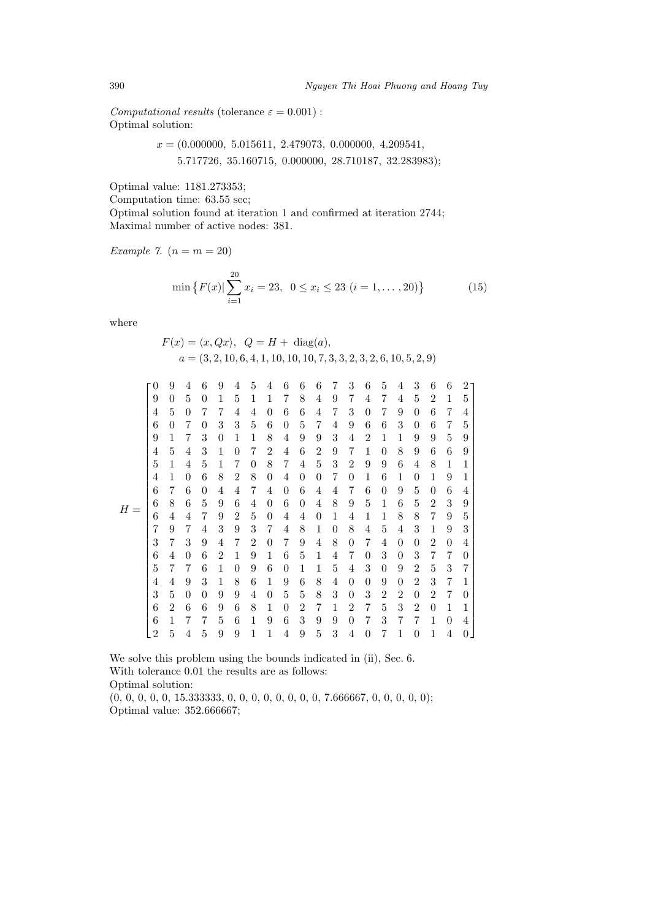*Computational results* (tolerance $\varepsilon = 0.001$) :
Optimal solution:

$$x = (0.000000,\ 5.015611,\ 2.479073,\ 0.000000,\ 4.209541,\ 5.717726,\ 35.160715,\ 0.000000,\ 28.710187,\ 32.283983);$$

Optimal value: 1181.273353;
Computation time: 63.55 sec;
Optimal solution found at iteration 1 and confirmed at iteration 2744;
Maximal number of active nodes: 381.

*Example 7.* ($n = m = 20$)

$$\min\left\{F(x) \middle| \sum_{i=1}^{20} x_i = 23,\ \ 0 \le x_i \le 23\ (i = 1, \ldots, 20)\right\} \tag{15}$$

where

$$F(x) = \langle x, Qx\rangle, \quad Q = H + \operatorname{diag}(a),$$
$$a = (3, 2, 10, 6, 4, 1, 10, 10, 10, 7, 3, 3, 2, 3, 2, 6, 10, 5, 2, 9)$$

$$H = \begin{bmatrix}
0 & 9 & 4 & 6 & 9 & 4 & 5 & 4 & 6 & 6 & 6 & 7 & 3 & 6 & 5 & 4 & 3 & 6 & 6 & 2 \\
9 & 0 & 5 & 0 & 1 & 5 & 1 & 1 & 7 & 8 & 4 & 9 & 7 & 4 & 7 & 4 & 5 & 2 & 1 & 5 \\
4 & 5 & 0 & 7 & 7 & 4 & 4 & 0 & 6 & 6 & 4 & 7 & 3 & 0 & 7 & 9 & 0 & 6 & 7 & 4 \\
6 & 0 & 7 & 0 & 3 & 3 & 5 & 6 & 0 & 5 & 7 & 4 & 9 & 6 & 6 & 3 & 0 & 6 & 7 & 5 \\
9 & 1 & 7 & 3 & 0 & 1 & 1 & 8 & 4 & 9 & 9 & 3 & 4 & 2 & 1 & 1 & 9 & 9 & 5 & 9 \\
4 & 5 & 4 & 3 & 1 & 0 & 7 & 2 & 4 & 6 & 2 & 9 & 7 & 1 & 0 & 8 & 9 & 6 & 6 & 9 \\
5 & 1 & 4 & 5 & 1 & 7 & 0 & 8 & 7 & 4 & 5 & 3 & 2 & 9 & 9 & 6 & 4 & 8 & 1 & 1 \\
4 & 1 & 0 & 6 & 8 & 2 & 8 & 0 & 4 & 0 & 0 & 7 & 0 & 1 & 6 & 1 & 0 & 1 & 9 & 1 \\
6 & 7 & 6 & 0 & 4 & 4 & 7 & 4 & 0 & 6 & 4 & 4 & 7 & 6 & 0 & 9 & 5 & 0 & 6 & 4 \\
6 & 8 & 6 & 5 & 9 & 6 & 4 & 0 & 6 & 0 & 4 & 8 & 9 & 5 & 1 & 6 & 5 & 2 & 3 & 9 \\
6 & 4 & 4 & 7 & 9 & 2 & 5 & 0 & 4 & 4 & 0 & 1 & 4 & 1 & 1 & 8 & 8 & 7 & 9 & 5 \\
7 & 9 & 7 & 4 & 3 & 9 & 3 & 7 & 4 & 8 & 1 & 0 & 8 & 4 & 5 & 4 & 3 & 1 & 9 & 3 \\
3 & 7 & 3 & 9 & 4 & 7 & 2 & 0 & 7 & 9 & 4 & 8 & 0 & 7 & 4 & 0 & 0 & 2 & 0 & 4 \\
6 & 4 & 0 & 6 & 2 & 1 & 9 & 1 & 6 & 5 & 1 & 4 & 7 & 0 & 3 & 0 & 3 & 7 & 7 & 0 \\
5 & 7 & 7 & 6 & 1 & 0 & 9 & 6 & 0 & 1 & 1 & 5 & 4 & 3 & 0 & 9 & 2 & 5 & 3 & 7 \\
4 & 4 & 9 & 3 & 1 & 8 & 6 & 1 & 9 & 6 & 8 & 4 & 0 & 0 & 9 & 0 & 2 & 3 & 7 & 1 \\
3 & 5 & 0 & 0 & 9 & 9 & 4 & 0 & 5 & 5 & 8 & 3 & 0 & 3 & 2 & 2 & 0 & 2 & 7 & 0 \\
6 & 2 & 6 & 6 & 9 & 6 & 8 & 1 & 0 & 2 & 7 & 1 & 2 & 7 & 5 & 3 & 2 & 0 & 1 & 1 \\
6 & 1 & 7 & 7 & 5 & 6 & 1 & 9 & 6 & 3 & 9 & 9 & 0 & 7 & 3 & 7 & 7 & 1 & 0 & 4 \\
2 & 5 & 4 & 5 & 9 & 9 & 1 & 1 & 4 & 9 & 5 & 3 & 4 & 0 & 7 & 1 & 0 & 1 & 4 & 0
\end{bmatrix}$$

We solve this problem using the bounds indicated in (ii), Sec. 6.
With tolerance 0.01 the results are as follows:
Optimal solution:
(0, 0, 0, 0, 0, 15.333333, 0, 0, 0, 0, 0, 0, 0, 0, 7.666667, 0, 0, 0, 0, 0);
Optimal value: 352.666667;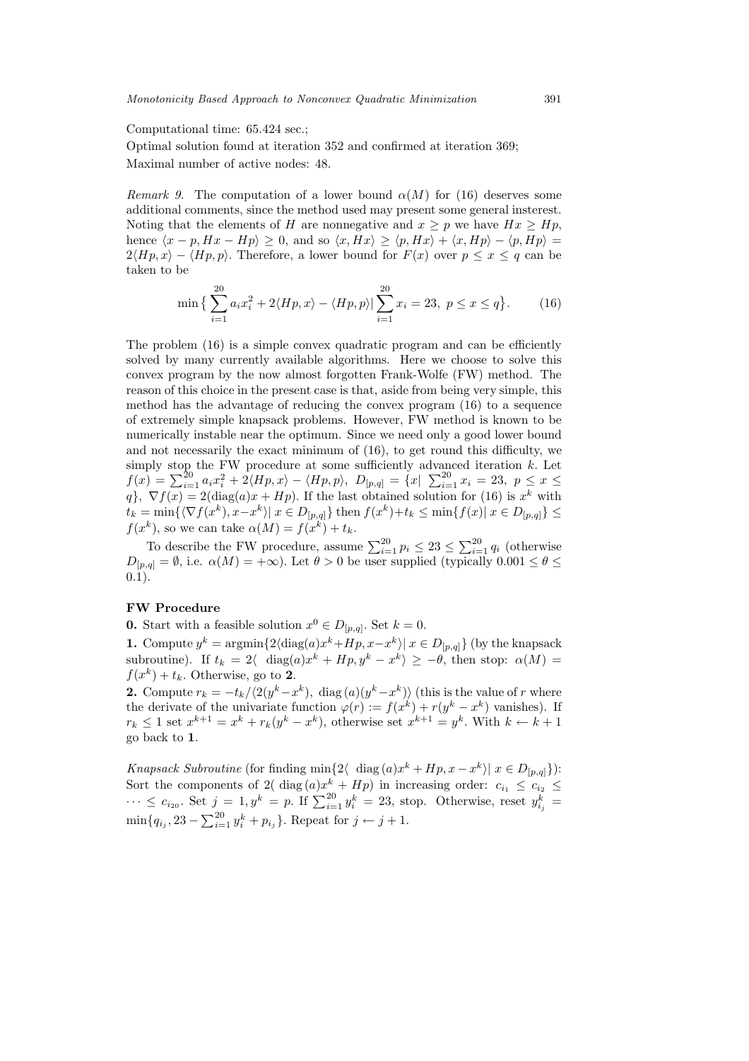Computational time: 65.424 sec.;

Optimal solution found at iteration 352 and confirmed at iteration 369;

Maximal number of active nodes: 48.

*Remark 9.* The computation of a lower bound $\alpha(M)$ for (16) deserves some additional comments, since the method used may present some general insterest. Noting that the elements of $H$ are nonnegative and $x \geq p$ we have $Hx \geq Hp$, hence $\langle x - p, Hx - Hp\rangle \geq 0$, and so $\langle x, Hx\rangle \geq \langle p, Hx\rangle + \langle x, Hp\rangle - \langle p, Hp\rangle = 2\langle Hp, x\rangle - \langle Hp, p\rangle$. Therefore, a lower bound for $F(x)$ over $p \leq x \leq q$ can be taken to be

$$\min\Big\{\sum_{i=1}^{20} a_i x_i^2 + 2\langle Hp, x\rangle - \langle Hp, p\rangle \Big| \sum_{i=1}^{20} x_i = 23,\ p \leq x \leq q\Big\}. \tag{16}$$

The problem (16) is a simple convex quadratic program and can be efficiently solved by many currently available algorithms. Here we choose to solve this convex program by the now almost forgotten Frank-Wolfe (FW) method. The reason of this choice in the present case is that, aside from being very simple, this method has the advantage of reducing the convex program (16) to a sequence of extremely simple knapsack problems. However, FW method is known to be numerically instable near the optimum. Since we need only a good lower bound and not necessarily the exact minimum of (16), to get round this difficulty, we simply stop the FW procedure at some sufficiently advanced iteration $k$. Let $f(x) = \sum_{i=1}^{20} a_i x_i^2 + 2\langle Hp, x\rangle - \langle Hp, p\rangle$, $D_{[p,q]} = \{x|\ \sum_{i=1}^{20} x_i = 23,\ p \leq x \leq q\}$, $\nabla f(x) = 2(\mathrm{diag}(a)x + Hp)$. If the last obtained solution for (16) is $x^k$ with $t_k = \min\{\langle \nabla f(x^k), x - x^k\rangle |\ x \in D_{[p,q]}\}$ then $f(x^k) + t_k \leq \min\{f(x)|\ x \in D_{[p,q]}\} \leq f(x^k)$, so we can take $\alpha(M) = f(x^k) + t_k$.

To describe the FW procedure, assume $\sum_{i=1}^{20} p_i \leq 23 \leq \sum_{i=1}^{20} q_i$ (otherwise $D_{[p,q]} = \emptyset$, i.e. $\alpha(M) = +\infty$). Let $\theta > 0$ be user supplied (typically $0.001 \leq \theta \leq 0.1$).

**FW Procedure**

**0.** Start with a feasible solution $x^0 \in D_{[p,q]}$. Set $k = 0$.

**1.** Compute $y^k = \mathrm{argmin}\{2\langle \mathrm{diag}(a)x^k + Hp, x - x^k\rangle |\ x \in D_{[p,q]}\}$ (by the knapsack subroutine). If $t_k = 2\langle\ \mathrm{diag}(a)x^k + Hp, y^k - x^k\rangle \geq -\theta$, then stop: $\alpha(M) = f(x^k) + t_k$. Otherwise, go to **2**.

**2.** Compute $r_k = -t_k/\langle 2(y^k - x^k),\ \mathrm{diag}\,(a)(y^k - x^k)\rangle$ (this is the value of $r$ where the derivate of the univariate function $\varphi(r) := f(x^k) + r(y^k - x^k)$ vanishes). If $r_k \leq 1$ set $x^{k+1} = x^k + r_k(y^k - x^k)$, otherwise set $x^{k+1} = y^k$. With $k \leftarrow k + 1$ go back to **1**.

*Knapsack Subroutine* (for finding $\min\{2\langle\ \mathrm{diag}\,(a)x^k + Hp, x - x^k\rangle |\ x \in D_{[p,q]}\}$): Sort the components of $2(\ \mathrm{diag}\,(a)x^k + Hp)$ in increasing order: $c_{i_1} \leq c_{i_2} \leq \cdots \leq c_{i_{20}}$. Set $j = 1, y^k = p$. If $\sum_{i=1}^{20} y_i^k = 23$, stop. Otherwise, reset $y_{i_j}^k = \min\{q_{i_j}, 23 - \sum_{i=1}^{20} y_i^k + p_{i_j}\}$. Repeat for $j \leftarrow j + 1$.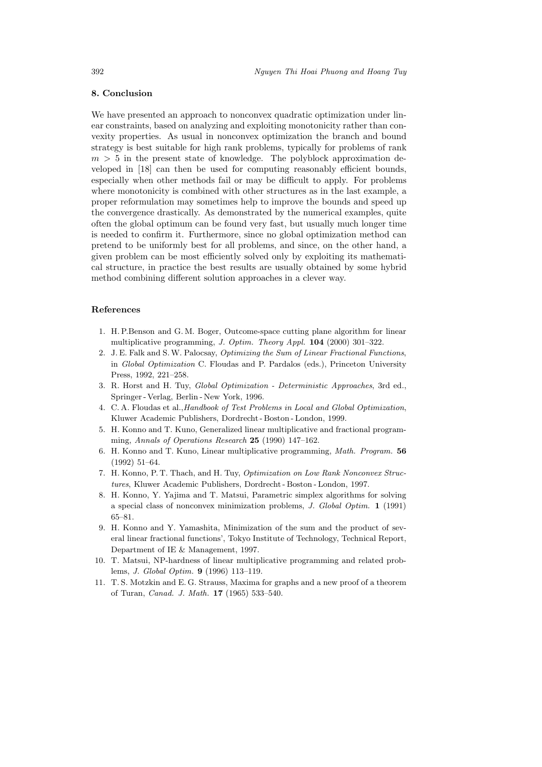## 8. Conclusion

We have presented an approach to nonconvex quadratic optimization under linear constraints, based on analyzing and exploiting monotonicity rather than convexity properties. As usual in nonconvex optimization the branch and bound strategy is best suitable for high rank problems, typically for problems of rank $m > 5$ in the present state of knowledge. The polyblock approximation developed in [18] can then be used for computing reasonably efficient bounds, especially when other methods fail or may be difficult to apply. For problems where monotonicity is combined with other structures as in the last example, a proper reformulation may sometimes help to improve the bounds and speed up the convergence drastically. As demonstrated by the numerical examples, quite often the global optimum can be found very fast, but usually much longer time is needed to confirm it. Furthermore, since no global optimization method can pretend to be uniformly best for all problems, and since, on the other hand, a given problem can be most efficiently solved only by exploiting its mathematical structure, in practice the best results are usually obtained by some hybrid method combining different solution approaches in a clever way.

## References

1. H. P.Benson and G. M. Boger, Outcome-space cutting plane algorithm for linear multiplicative programming, *J. Optim. Theory Appl.* **104** (2000) 301–322.
2. J. E. Falk and S. W. Palocsay, *Optimizing the Sum of Linear Fractional Functions*, in *Global Optimization* C. Floudas and P. Pardalos (eds.), Princeton University Press, 1992, 221–258.
3. R. Horst and H. Tuy, *Global Optimization - Deterministic Approaches*, 3rd ed., Springer - Verlag, Berlin - New York, 1996.
4. C. A. Floudas et al.,*Handbook of Test Problems in Local and Global Optimization*, Kluwer Academic Publishers, Dordrecht - Boston - London, 1999.
5. H. Konno and T. Kuno, Generalized linear multiplicative and fractional programming, *Annals of Operations Research* **25** (1990) 147–162.
6. H. Konno and T. Kuno, Linear multiplicative programming, *Math. Program.* **56** (1992) 51–64.
7. H. Konno, P. T. Thach, and H. Tuy, *Optimization on Low Rank Nonconvex Structures*, Kluwer Academic Publishers, Dordrecht - Boston - London, 1997.
8. H. Konno, Y. Yajima and T. Matsui, Parametric simplex algorithms for solving a special class of nonconvex minimization problems, *J. Global Optim.* **1** (1991) 65–81.
9. H. Konno and Y. Yamashita, Minimization of the sum and the product of several linear fractional functions', Tokyo Institute of Technology, Technical Report, Department of IE & Management, 1997.
10. T. Matsui, NP-hardness of linear multiplicative programming and related problems, *J. Global Optim.* **9** (1996) 113–119.
11. T. S. Motzkin and E. G. Strauss, Maxima for graphs and a new proof of a theorem of Turan, *Canad. J. Math.* **17** (1965) 533–540.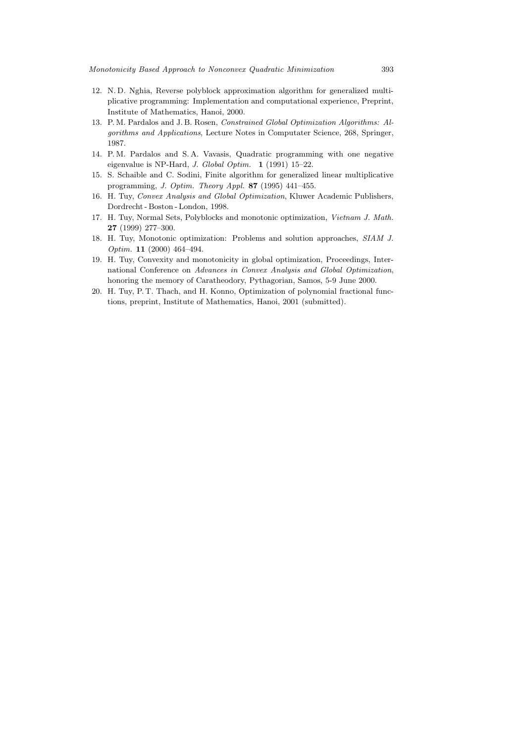12. N. D. Nghia, Reverse polyblock approximation algorithm for generalized multiplicative programming: Implementation and computational experience, Preprint, Institute of Mathematics, Hanoi, 2000.
13. P. M. Pardalos and J. B. Rosen, *Constrained Global Optimization Algorithms: Algorithms and Applications*, Lecture Notes in Computater Science, 268, Springer, 1987.
14. P. M. Pardalos and S. A. Vavasis, Quadratic programming with one negative eigenvalue is NP-Hard, *J. Global Optim.* **1** (1991) 15–22.
15. S. Schaible and C. Sodini, Finite algorithm for generalized linear multiplicative programming, *J. Optim. Theory Appl.* **87** (1995) 441–455.
16. H. Tuy, *Convex Analysis and Global Optimization*, Kluwer Academic Publishers, Dordrecht - Boston - London, 1998.
17. H. Tuy, Normal Sets, Polyblocks and monotonic optimization, *Vietnam J. Math.* **27** (1999) 277–300.
18. H. Tuy, Monotonic optimization: Problems and solution approaches, *SIAM J. Optim.* **11** (2000) 464–494.
19. H. Tuy, Convexity and monotonicity in global optimization, Proceedings, International Conference on *Advances in Convex Analysis and Global Optimization*, honoring the memory of Caratheodory, Pythagorian, Samos, 5-9 June 2000.
20. H. Tuy, P. T. Thach, and H. Konno, Optimization of polynomial fractional functions, preprint, Institute of Mathematics, Hanoi, 2001 (submitted).